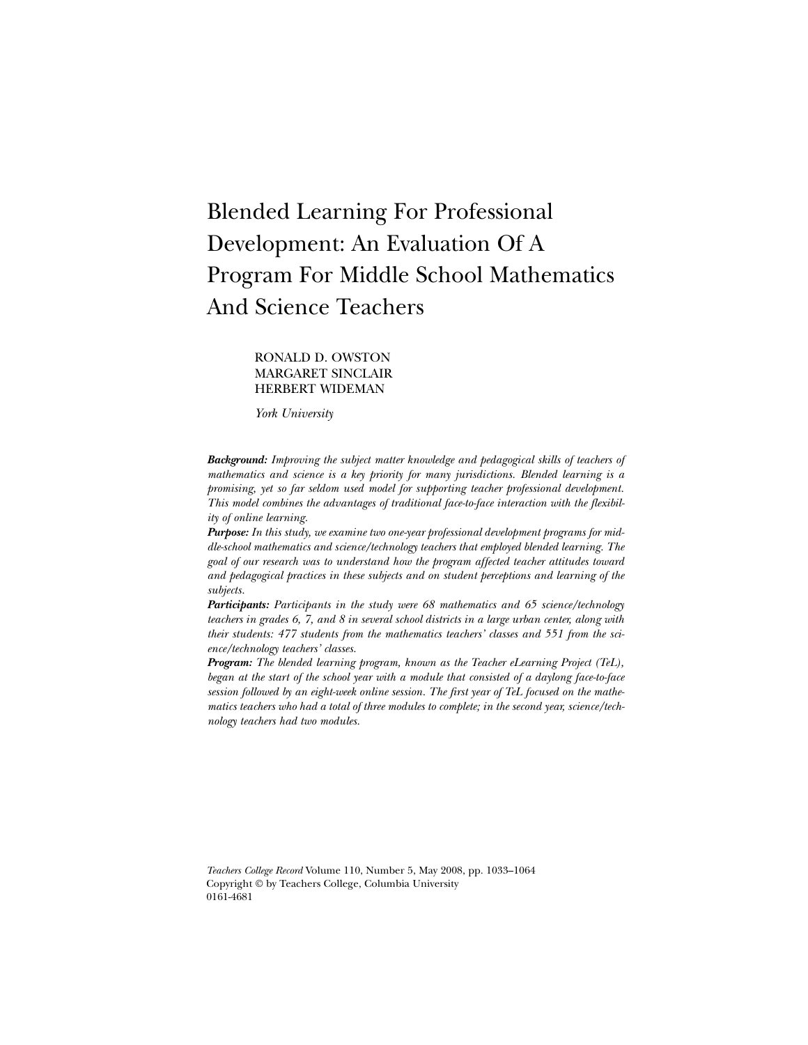# Blended Learning For Professional Development: An Evaluation Of A Program For Middle School Mathematics And Science Teachers

RONALD D. OWSTON
MARGARET SINCLAIR
HERBERT WIDEMAN

*York University*

***Background:*** *Improving the subject matter knowledge and pedagogical skills of teachers of mathematics and science is a key priority for many jurisdictions. Blended learning is a promising, yet so far seldom used model for supporting teacher professional development. This model combines the advantages of traditional face-to-face interaction with the flexibility of online learning.*

***Purpose:*** *In this study, we examine two one-year professional development programs for middle-school mathematics and science/technology teachers that employed blended learning. The goal of our research was to understand how the program affected teacher attitudes toward and pedagogical practices in these subjects and on student perceptions and learning of the subjects.*

***Participants:*** *Participants in the study were 68 mathematics and 65 science/technology teachers in grades 6, 7, and 8 in several school districts in a large urban center, along with their students: 477 students from the mathematics teachers' classes and 551 from the science/technology teachers' classes.*

***Program:*** *The blended learning program, known as the Teacher eLearning Project (TeL), began at the start of the school year with a module that consisted of a daylong face-to-face session followed by an eight-week online session. The first year of TeL focused on the mathematics teachers who had a total of three modules to complete; in the second year, science/technology teachers had two modules.*

*Teachers College Record* Volume 110, Number 5, May 2008, pp. 1033–1064
Copyright © by Teachers College, Columbia University
0161-4681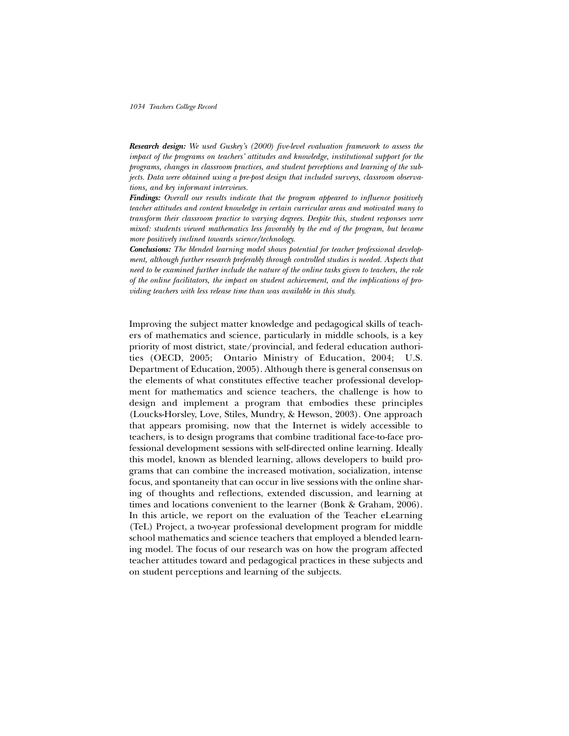***Research design:*** *We used Guskey's (2000) five-level evaluation framework to assess the impact of the programs on teachers' attitudes and knowledge, institutional support for the programs, changes in classroom practices, and student perceptions and learning of the subjects. Data were obtained using a pre-post design that included surveys, classroom observations, and key informant interviews.*

***Findings:*** *Overall our results indicate that the program appeared to influence positively teacher attitudes and content knowledge in certain curricular areas and motivated many to transform their classroom practice to varying degrees. Despite this, student responses were mixed: students viewed mathematics less favorably by the end of the program, but became more positively inclined towards science/technology.*

***Conclusions:*** *The blended learning model shows potential for teacher professional development, although further research preferably through controlled studies is needed. Aspects that need to be examined further include the nature of the online tasks given to teachers, the role of the online facilitators, the impact on student achievement, and the implications of providing teachers with less release time than was available in this study.*

Improving the subject matter knowledge and pedagogical skills of teachers of mathematics and science, particularly in middle schools, is a key priority of most district, state/provincial, and federal education authorities (OECD, 2005; Ontario Ministry of Education, 2004; U.S. Department of Education, 2005). Although there is general consensus on the elements of what constitutes effective teacher professional development for mathematics and science teachers, the challenge is how to design and implement a program that embodies these principles (Loucks-Horsley, Love, Stiles, Mundry, & Hewson, 2003). One approach that appears promising, now that the Internet is widely accessible to teachers, is to design programs that combine traditional face-to-face professional development sessions with self-directed online learning. Ideally this model, known as blended learning, allows developers to build programs that can combine the increased motivation, socialization, intense focus, and spontaneity that can occur in live sessions with the online sharing of thoughts and reflections, extended discussion, and learning at times and locations convenient to the learner (Bonk & Graham, 2006). In this article, we report on the evaluation of the Teacher eLearning (TeL) Project, a two-year professional development program for middle school mathematics and science teachers that employed a blended learning model. The focus of our research was on how the program affected teacher attitudes toward and pedagogical practices in these subjects and on student perceptions and learning of the subjects.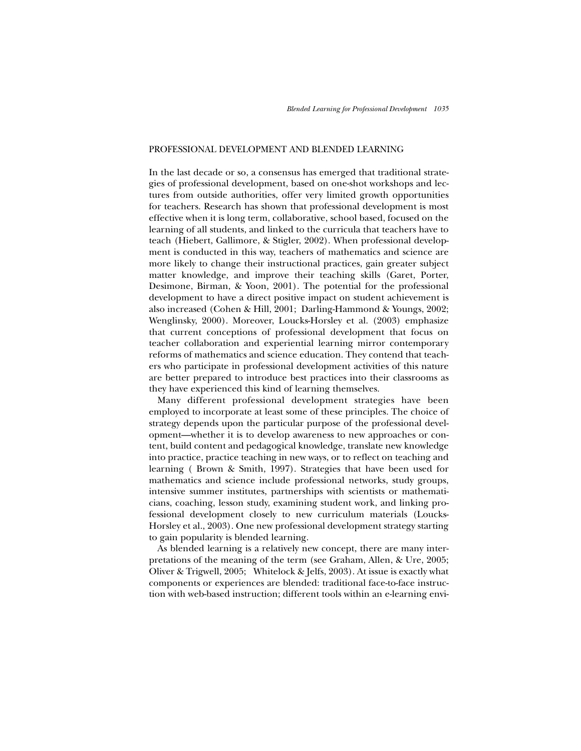## PROFESSIONAL DEVELOPMENT AND BLENDED LEARNING

In the last decade or so, a consensus has emerged that traditional strategies of professional development, based on one-shot workshops and lectures from outside authorities, offer very limited growth opportunities for teachers. Research has shown that professional development is most effective when it is long term, collaborative, school based, focused on the learning of all students, and linked to the curricula that teachers have to teach (Hiebert, Gallimore, & Stigler, 2002). When professional development is conducted in this way, teachers of mathematics and science are more likely to change their instructional practices, gain greater subject matter knowledge, and improve their teaching skills (Garet, Porter, Desimone, Birman, & Yoon, 2001). The potential for the professional development to have a direct positive impact on student achievement is also increased (Cohen & Hill, 2001; Darling-Hammond & Youngs, 2002; Wenglinsky, 2000). Moreover, Loucks-Horsley et al. (2003) emphasize that current conceptions of professional development that focus on teacher collaboration and experiential learning mirror contemporary reforms of mathematics and science education. They contend that teachers who participate in professional development activities of this nature are better prepared to introduce best practices into their classrooms as they have experienced this kind of learning themselves.

Many different professional development strategies have been employed to incorporate at least some of these principles. The choice of strategy depends upon the particular purpose of the professional development—whether it is to develop awareness to new approaches or content, build content and pedagogical knowledge, translate new knowledge into practice, practice teaching in new ways, or to reflect on teaching and learning ( Brown & Smith, 1997). Strategies that have been used for mathematics and science include professional networks, study groups, intensive summer institutes, partnerships with scientists or mathematicians, coaching, lesson study, examining student work, and linking professional development closely to new curriculum materials (Loucks-Horsley et al., 2003). One new professional development strategy starting to gain popularity is blended learning.

As blended learning is a relatively new concept, there are many interpretations of the meaning of the term (see Graham, Allen, & Ure, 2005; Oliver & Trigwell, 2005; Whitelock & Jelfs, 2003). At issue is exactly what components or experiences are blended: traditional face-to-face instruction with web-based instruction; different tools within an e-learning envi-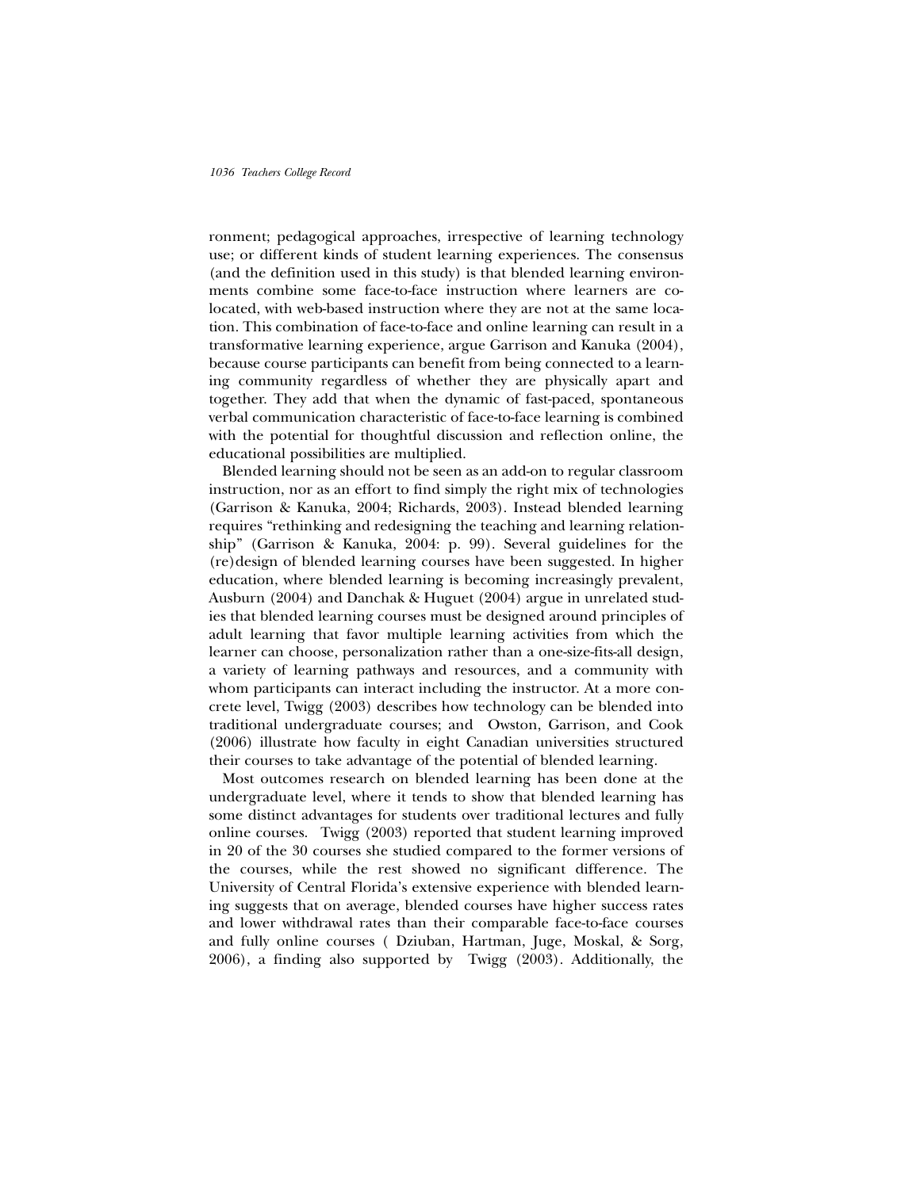ronment; pedagogical approaches, irrespective of learning technology use; or different kinds of student learning experiences. The consensus (and the definition used in this study) is that blended learning environments combine some face-to-face instruction where learners are co-located, with web-based instruction where they are not at the same location. This combination of face-to-face and online learning can result in a transformative learning experience, argue Garrison and Kanuka (2004), because course participants can benefit from being connected to a learning community regardless of whether they are physically apart and together. They add that when the dynamic of fast-paced, spontaneous verbal communication characteristic of face-to-face learning is combined with the potential for thoughtful discussion and reflection online, the educational possibilities are multiplied.

Blended learning should not be seen as an add-on to regular classroom instruction, nor as an effort to find simply the right mix of technologies (Garrison & Kanuka, 2004; Richards, 2003). Instead blended learning requires "rethinking and redesigning the teaching and learning relationship" (Garrison & Kanuka, 2004: p. 99). Several guidelines for the (re)design of blended learning courses have been suggested. In higher education, where blended learning is becoming increasingly prevalent, Ausburn (2004) and Danchak & Huguet (2004) argue in unrelated studies that blended learning courses must be designed around principles of adult learning that favor multiple learning activities from which the learner can choose, personalization rather than a one-size-fits-all design, a variety of learning pathways and resources, and a community with whom participants can interact including the instructor. At a more concrete level, Twigg (2003) describes how technology can be blended into traditional undergraduate courses; and Owston, Garrison, and Cook (2006) illustrate how faculty in eight Canadian universities structured their courses to take advantage of the potential of blended learning.

Most outcomes research on blended learning has been done at the undergraduate level, where it tends to show that blended learning has some distinct advantages for students over traditional lectures and fully online courses. Twigg (2003) reported that student learning improved in 20 of the 30 courses she studied compared to the former versions of the courses, while the rest showed no significant difference. The University of Central Florida's extensive experience with blended learning suggests that on average, blended courses have higher success rates and lower withdrawal rates than their comparable face-to-face courses and fully online courses ( Dziuban, Hartman, Juge, Moskal, & Sorg, 2006), a finding also supported by Twigg (2003). Additionally, the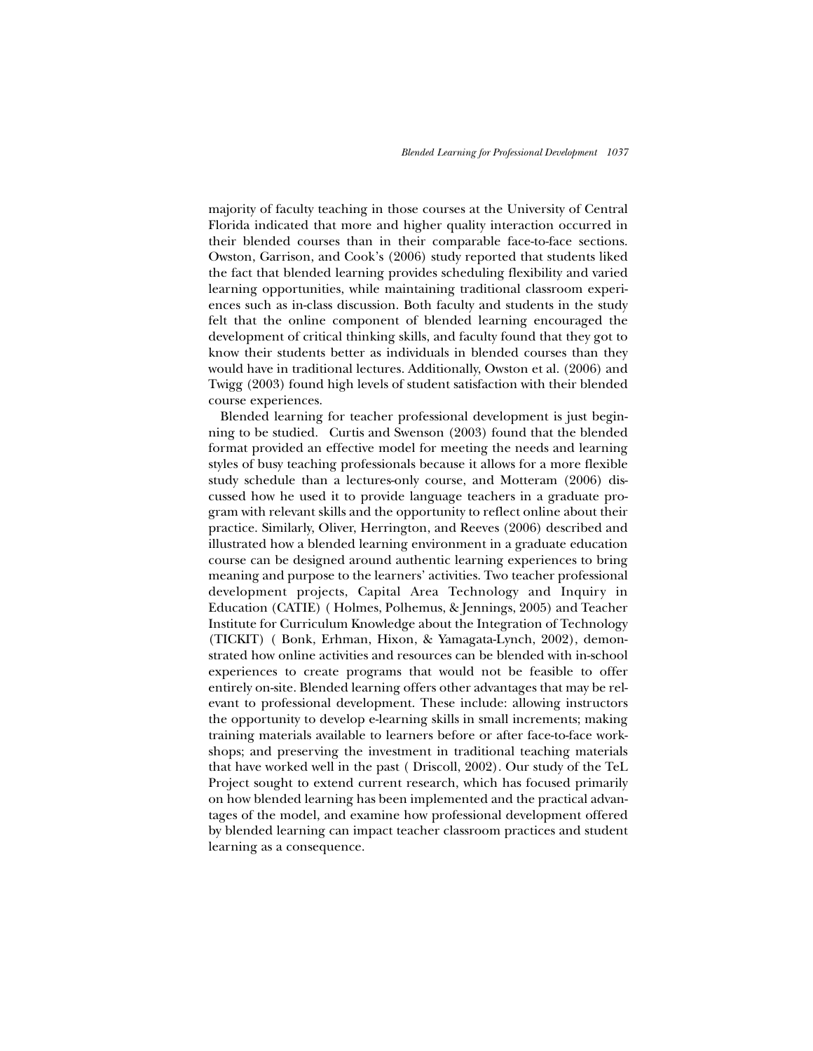majority of faculty teaching in those courses at the University of Central Florida indicated that more and higher quality interaction occurred in their blended courses than in their comparable face-to-face sections. Owston, Garrison, and Cook's (2006) study reported that students liked the fact that blended learning provides scheduling flexibility and varied learning opportunities, while maintaining traditional classroom experiences such as in-class discussion. Both faculty and students in the study felt that the online component of blended learning encouraged the development of critical thinking skills, and faculty found that they got to know their students better as individuals in blended courses than they would have in traditional lectures. Additionally, Owston et al. (2006) and Twigg (2003) found high levels of student satisfaction with their blended course experiences.

Blended learning for teacher professional development is just beginning to be studied. Curtis and Swenson (2003) found that the blended format provided an effective model for meeting the needs and learning styles of busy teaching professionals because it allows for a more flexible study schedule than a lectures-only course, and Motteram (2006) discussed how he used it to provide language teachers in a graduate program with relevant skills and the opportunity to reflect online about their practice. Similarly, Oliver, Herrington, and Reeves (2006) described and illustrated how a blended learning environment in a graduate education course can be designed around authentic learning experiences to bring meaning and purpose to the learners' activities. Two teacher professional development projects, Capital Area Technology and Inquiry in Education (CATIE) ( Holmes, Polhemus, & Jennings, 2005) and Teacher Institute for Curriculum Knowledge about the Integration of Technology (TICKIT) ( Bonk, Erhman, Hixon, & Yamagata-Lynch, 2002), demonstrated how online activities and resources can be blended with in-school experiences to create programs that would not be feasible to offer entirely on-site. Blended learning offers other advantages that may be relevant to professional development. These include: allowing instructors the opportunity to develop e-learning skills in small increments; making training materials available to learners before or after face-to-face workshops; and preserving the investment in traditional teaching materials that have worked well in the past ( Driscoll, 2002). Our study of the TeL Project sought to extend current research, which has focused primarily on how blended learning has been implemented and the practical advantages of the model, and examine how professional development offered by blended learning can impact teacher classroom practices and student learning as a consequence.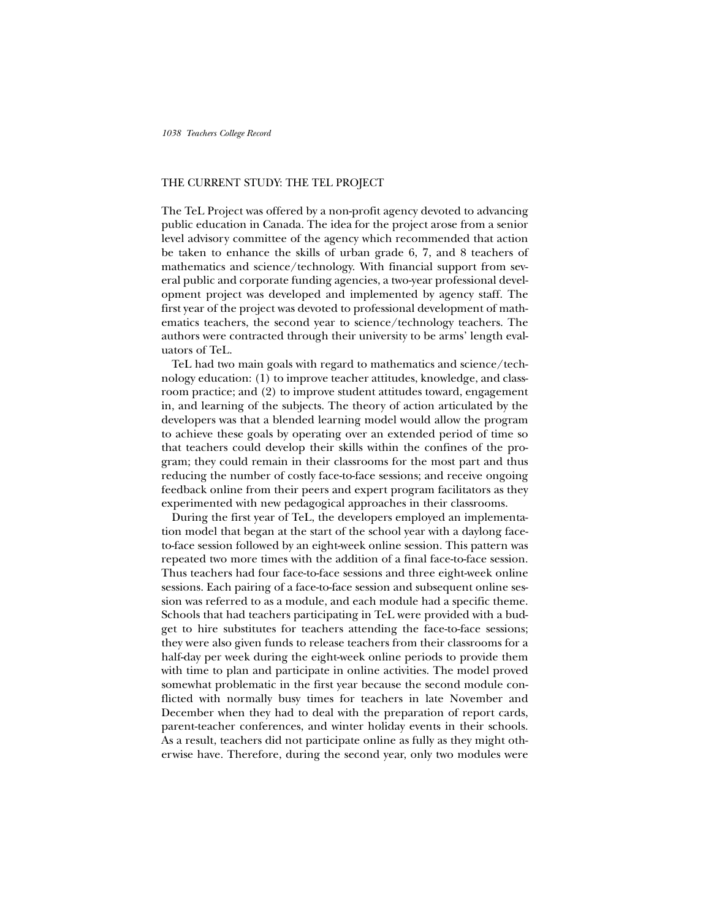## THE CURRENT STUDY: THE TEL PROJECT

The TeL Project was offered by a non-profit agency devoted to advancing public education in Canada. The idea for the project arose from a senior level advisory committee of the agency which recommended that action be taken to enhance the skills of urban grade 6, 7, and 8 teachers of mathematics and science/technology. With financial support from several public and corporate funding agencies, a two-year professional development project was developed and implemented by agency staff. The first year of the project was devoted to professional development of mathematics teachers, the second year to science/technology teachers. The authors were contracted through their university to be arms' length evaluators of TeL.

TeL had two main goals with regard to mathematics and science/technology education: (1) to improve teacher attitudes, knowledge, and classroom practice; and (2) to improve student attitudes toward, engagement in, and learning of the subjects. The theory of action articulated by the developers was that a blended learning model would allow the program to achieve these goals by operating over an extended period of time so that teachers could develop their skills within the confines of the program; they could remain in their classrooms for the most part and thus reducing the number of costly face-to-face sessions; and receive ongoing feedback online from their peers and expert program facilitators as they experimented with new pedagogical approaches in their classrooms.

During the first year of TeL, the developers employed an implementation model that began at the start of the school year with a daylong face-to-face session followed by an eight-week online session. This pattern was repeated two more times with the addition of a final face-to-face session. Thus teachers had four face-to-face sessions and three eight-week online sessions. Each pairing of a face-to-face session and subsequent online session was referred to as a module, and each module had a specific theme. Schools that had teachers participating in TeL were provided with a budget to hire substitutes for teachers attending the face-to-face sessions; they were also given funds to release teachers from their classrooms for a half-day per week during the eight-week online periods to provide them with time to plan and participate in online activities. The model proved somewhat problematic in the first year because the second module conflicted with normally busy times for teachers in late November and December when they had to deal with the preparation of report cards, parent-teacher conferences, and winter holiday events in their schools. As a result, teachers did not participate online as fully as they might otherwise have. Therefore, during the second year, only two modules were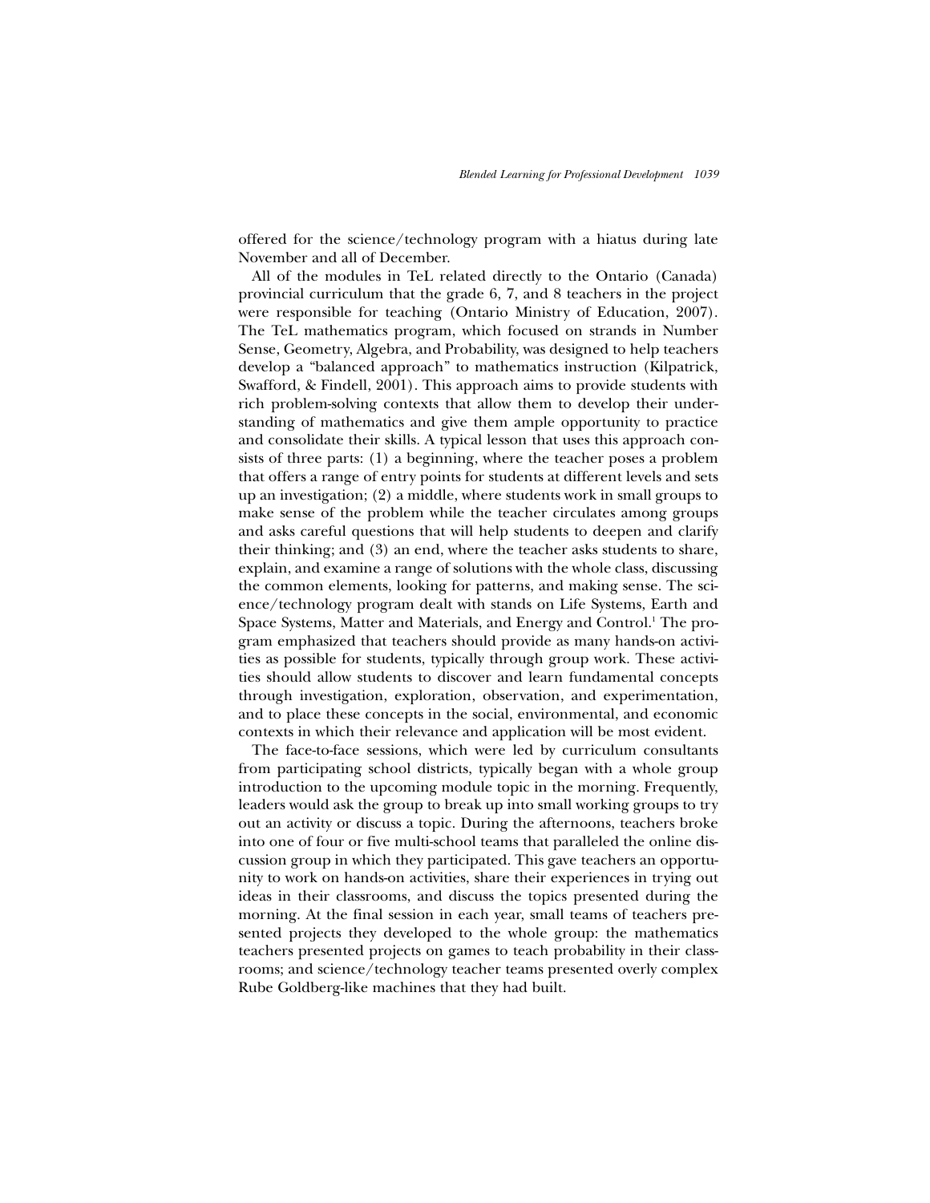offered for the science/technology program with a hiatus during late November and all of December.

All of the modules in TeL related directly to the Ontario (Canada) provincial curriculum that the grade 6, 7, and 8 teachers in the project were responsible for teaching (Ontario Ministry of Education, 2007). The TeL mathematics program, which focused on strands in Number Sense, Geometry, Algebra, and Probability, was designed to help teachers develop a "balanced approach" to mathematics instruction (Kilpatrick, Swafford, & Findell, 2001). This approach aims to provide students with rich problem-solving contexts that allow them to develop their understanding of mathematics and give them ample opportunity to practice and consolidate their skills. A typical lesson that uses this approach consists of three parts: (1) a beginning, where the teacher poses a problem that offers a range of entry points for students at different levels and sets up an investigation; (2) a middle, where students work in small groups to make sense of the problem while the teacher circulates among groups and asks careful questions that will help students to deepen and clarify their thinking; and (3) an end, where the teacher asks students to share, explain, and examine a range of solutions with the whole class, discussing the common elements, looking for patterns, and making sense. The science/technology program dealt with stands on Life Systems, Earth and Space Systems, Matter and Materials, and Energy and Control.[1] The program emphasized that teachers should provide as many hands-on activities as possible for students, typically through group work. These activities should allow students to discover and learn fundamental concepts through investigation, exploration, observation, and experimentation, and to place these concepts in the social, environmental, and economic contexts in which their relevance and application will be most evident.

The face-to-face sessions, which were led by curriculum consultants from participating school districts, typically began with a whole group introduction to the upcoming module topic in the morning. Frequently, leaders would ask the group to break up into small working groups to try out an activity or discuss a topic. During the afternoons, teachers broke into one of four or five multi-school teams that paralleled the online discussion group in which they participated. This gave teachers an opportunity to work on hands-on activities, share their experiences in trying out ideas in their classrooms, and discuss the topics presented during the morning. At the final session in each year, small teams of teachers presented projects they developed to the whole group: the mathematics teachers presented projects on games to teach probability in their classrooms; and science/technology teacher teams presented overly complex Rube Goldberg-like machines that they had built.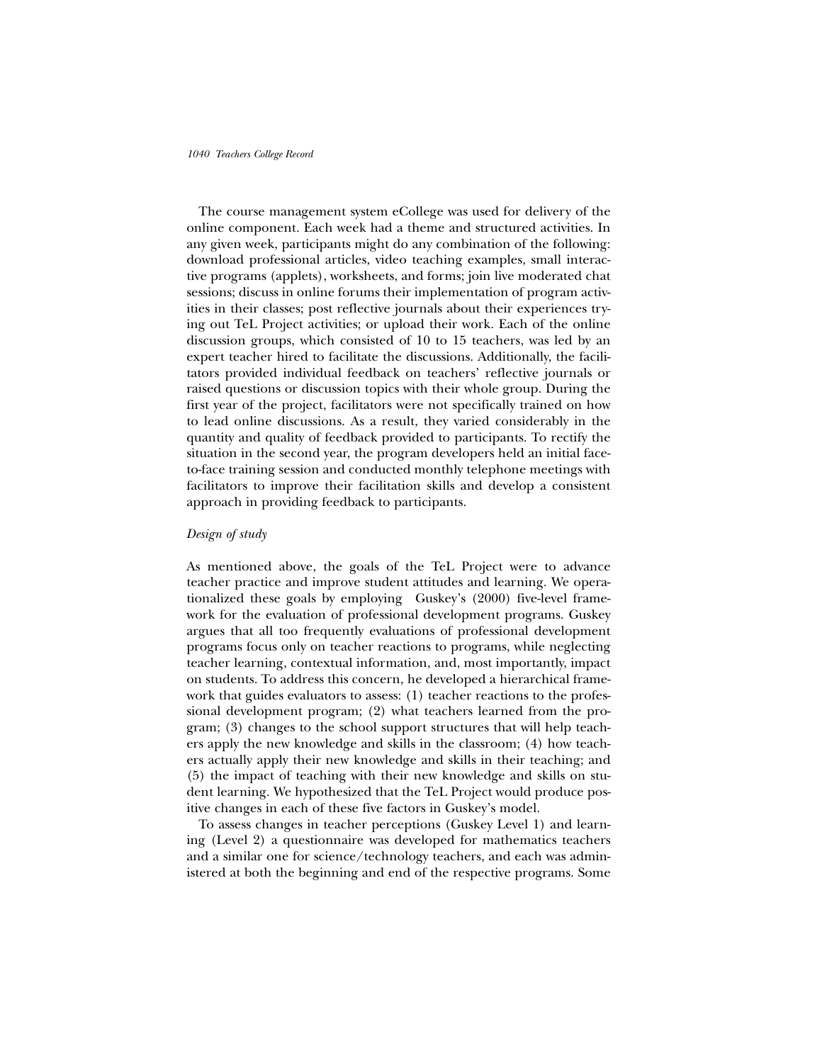The course management system eCollege was used for delivery of the online component. Each week had a theme and structured activities. In any given week, participants might do any combination of the following: download professional articles, video teaching examples, small interactive programs (applets), worksheets, and forms; join live moderated chat sessions; discuss in online forums their implementation of program activities in their classes; post reflective journals about their experiences trying out TeL Project activities; or upload their work. Each of the online discussion groups, which consisted of 10 to 15 teachers, was led by an expert teacher hired to facilitate the discussions. Additionally, the facilitators provided individual feedback on teachers' reflective journals or raised questions or discussion topics with their whole group. During the first year of the project, facilitators were not specifically trained on how to lead online discussions. As a result, they varied considerably in the quantity and quality of feedback provided to participants. To rectify the situation in the second year, the program developers held an initial face-to-face training session and conducted monthly telephone meetings with facilitators to improve their facilitation skills and develop a consistent approach in providing feedback to participants.

*Design of study*

As mentioned above, the goals of the TeL Project were to advance teacher practice and improve student attitudes and learning. We operationalized these goals by employing Guskey's (2000) five-level framework for the evaluation of professional development programs. Guskey argues that all too frequently evaluations of professional development programs focus only on teacher reactions to programs, while neglecting teacher learning, contextual information, and, most importantly, impact on students. To address this concern, he developed a hierarchical framework that guides evaluators to assess: (1) teacher reactions to the professional development program; (2) what teachers learned from the program; (3) changes to the school support structures that will help teachers apply the new knowledge and skills in the classroom; (4) how teachers actually apply their new knowledge and skills in their teaching; and (5) the impact of teaching with their new knowledge and skills on student learning. We hypothesized that the TeL Project would produce positive changes in each of these five factors in Guskey's model.

To assess changes in teacher perceptions (Guskey Level 1) and learning (Level 2) a questionnaire was developed for mathematics teachers and a similar one for science/technology teachers, and each was administered at both the beginning and end of the respective programs. Some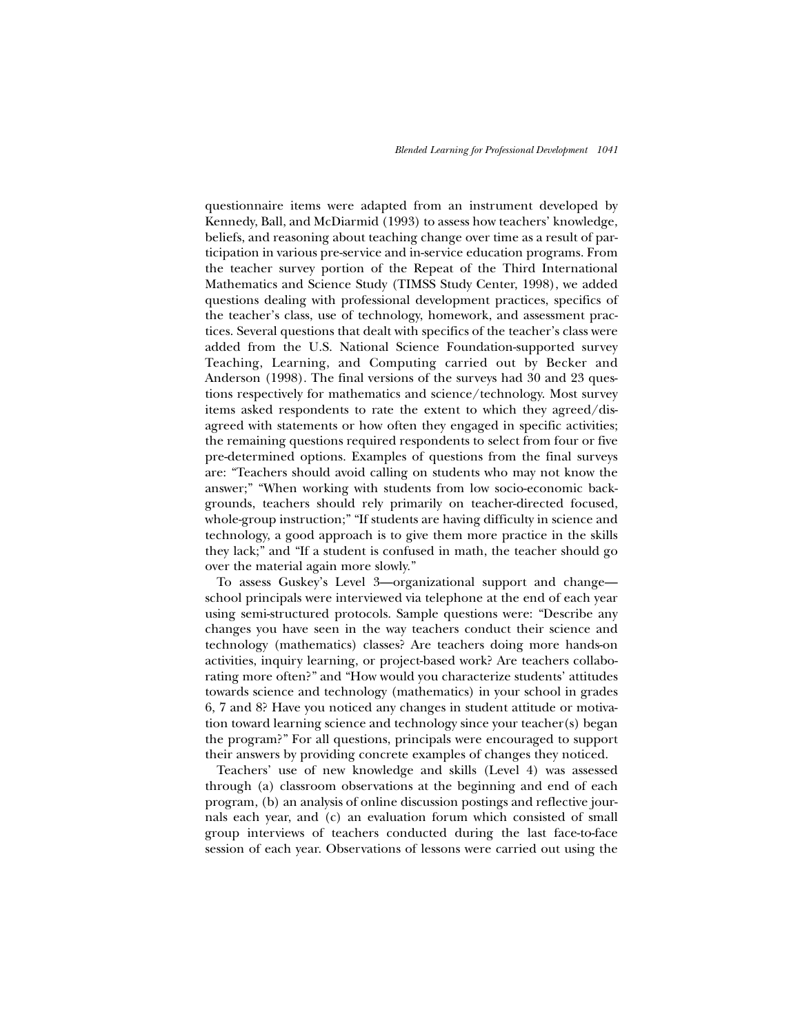questionnaire items were adapted from an instrument developed by Kennedy, Ball, and McDiarmid (1993) to assess how teachers' knowledge, beliefs, and reasoning about teaching change over time as a result of participation in various pre-service and in-service education programs. From the teacher survey portion of the Repeat of the Third International Mathematics and Science Study (TIMSS Study Center, 1998), we added questions dealing with professional development practices, specifics of the teacher's class, use of technology, homework, and assessment practices. Several questions that dealt with specifics of the teacher's class were added from the U.S. National Science Foundation-supported survey Teaching, Learning, and Computing carried out by Becker and Anderson (1998). The final versions of the surveys had 30 and 23 questions respectively for mathematics and science/technology. Most survey items asked respondents to rate the extent to which they agreed/disagreed with statements or how often they engaged in specific activities; the remaining questions required respondents to select from four or five pre-determined options. Examples of questions from the final surveys are: "Teachers should avoid calling on students who may not know the answer;" "When working with students from low socio-economic backgrounds, teachers should rely primarily on teacher-directed focused, whole-group instruction;" "If students are having difficulty in science and technology, a good approach is to give them more practice in the skills they lack;" and "If a student is confused in math, the teacher should go over the material again more slowly."

To assess Guskey's Level 3—organizational support and change—school principals were interviewed via telephone at the end of each year using semi-structured protocols. Sample questions were: "Describe any changes you have seen in the way teachers conduct their science and technology (mathematics) classes? Are teachers doing more hands-on activities, inquiry learning, or project-based work? Are teachers collaborating more often?" and "How would you characterize students' attitudes towards science and technology (mathematics) in your school in grades 6, 7 and 8? Have you noticed any changes in student attitude or motivation toward learning science and technology since your teacher(s) began the program?" For all questions, principals were encouraged to support their answers by providing concrete examples of changes they noticed.

Teachers' use of new knowledge and skills (Level 4) was assessed through (a) classroom observations at the beginning and end of each program, (b) an analysis of online discussion postings and reflective journals each year, and (c) an evaluation forum which consisted of small group interviews of teachers conducted during the last face-to-face session of each year. Observations of lessons were carried out using the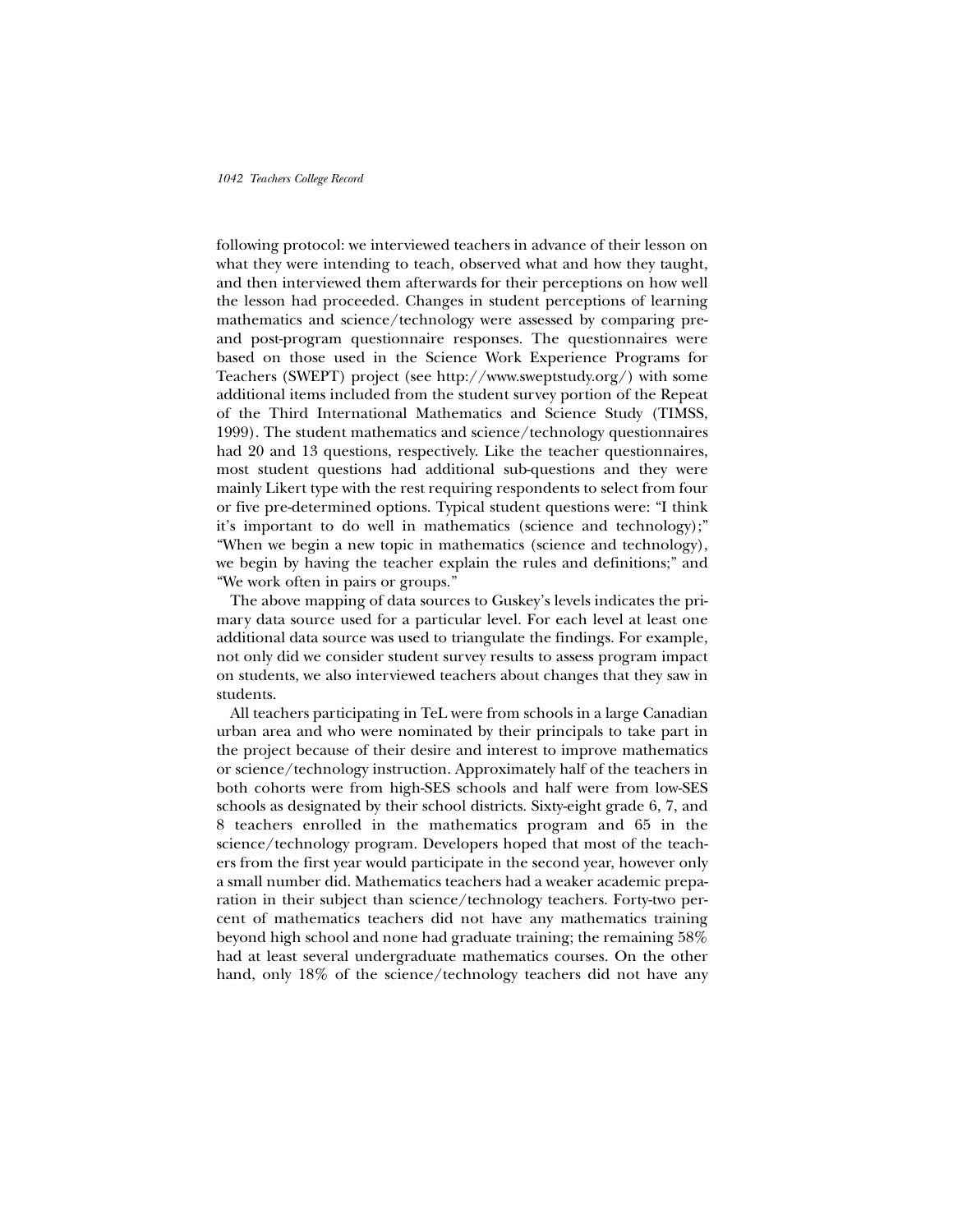following protocol: we interviewed teachers in advance of their lesson on what they were intending to teach, observed what and how they taught, and then interviewed them afterwards for their perceptions on how well the lesson had proceeded. Changes in student perceptions of learning mathematics and science/technology were assessed by comparing pre- and post-program questionnaire responses. The questionnaires were based on those used in the Science Work Experience Programs for Teachers (SWEPT) project (see http://www.sweptstudy.org/) with some additional items included from the student survey portion of the Repeat of the Third International Mathematics and Science Study (TIMSS, 1999). The student mathematics and science/technology questionnaires had 20 and 13 questions, respectively. Like the teacher questionnaires, most student questions had additional sub-questions and they were mainly Likert type with the rest requiring respondents to select from four or five pre-determined options. Typical student questions were: "I think it's important to do well in mathematics (science and technology);" "When we begin a new topic in mathematics (science and technology), we begin by having the teacher explain the rules and definitions;" and "We work often in pairs or groups."

The above mapping of data sources to Guskey's levels indicates the primary data source used for a particular level. For each level at least one additional data source was used to triangulate the findings. For example, not only did we consider student survey results to assess program impact on students, we also interviewed teachers about changes that they saw in students.

All teachers participating in TeL were from schools in a large Canadian urban area and who were nominated by their principals to take part in the project because of their desire and interest to improve mathematics or science/technology instruction. Approximately half of the teachers in both cohorts were from high-SES schools and half were from low-SES schools as designated by their school districts. Sixty-eight grade 6, 7, and 8 teachers enrolled in the mathematics program and 65 in the science/technology program. Developers hoped that most of the teachers from the first year would participate in the second year, however only a small number did. Mathematics teachers had a weaker academic preparation in their subject than science/technology teachers. Forty-two percent of mathematics teachers did not have any mathematics training beyond high school and none had graduate training; the remaining 58% had at least several undergraduate mathematics courses. On the other hand, only 18% of the science/technology teachers did not have any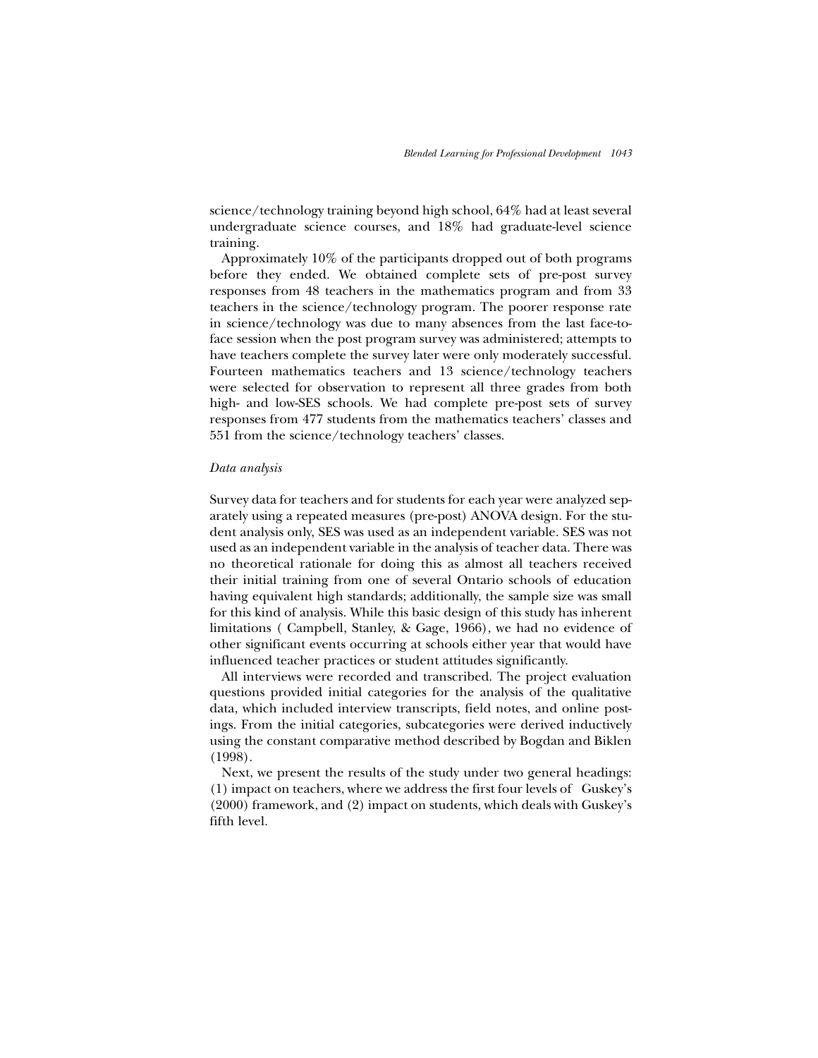science/technology training beyond high school, 64% had at least several undergraduate science courses, and 18% had graduate-level science training.

Approximately 10% of the participants dropped out of both programs before they ended. We obtained complete sets of pre-post survey responses from 48 teachers in the mathematics program and from 33 teachers in the science/technology program. The poorer response rate in science/technology was due to many absences from the last face-to-face session when the post program survey was administered; attempts to have teachers complete the survey later were only moderately successful. Fourteen mathematics teachers and 13 science/technology teachers were selected for observation to represent all three grades from both high- and low-SES schools. We had complete pre-post sets of survey responses from 477 students from the mathematics teachers' classes and 551 from the science/technology teachers' classes.

*Data analysis*

Survey data for teachers and for students for each year were analyzed separately using a repeated measures (pre-post) ANOVA design. For the student analysis only, SES was used as an independent variable. SES was not used as an independent variable in the analysis of teacher data. There was no theoretical rationale for doing this as almost all teachers received their initial training from one of several Ontario schools of education having equivalent high standards; additionally, the sample size was small for this kind of analysis. While this basic design of this study has inherent limitations ( Campbell, Stanley, & Gage, 1966), we had no evidence of other significant events occurring at schools either year that would have influenced teacher practices or student attitudes significantly.

All interviews were recorded and transcribed. The project evaluation questions provided initial categories for the analysis of the qualitative data, which included interview transcripts, field notes, and online postings. From the initial categories, subcategories were derived inductively using the constant comparative method described by Bogdan and Biklen (1998).

Next, we present the results of the study under two general headings: (1) impact on teachers, where we address the first four levels of Guskey's (2000) framework, and (2) impact on students, which deals with Guskey's fifth level.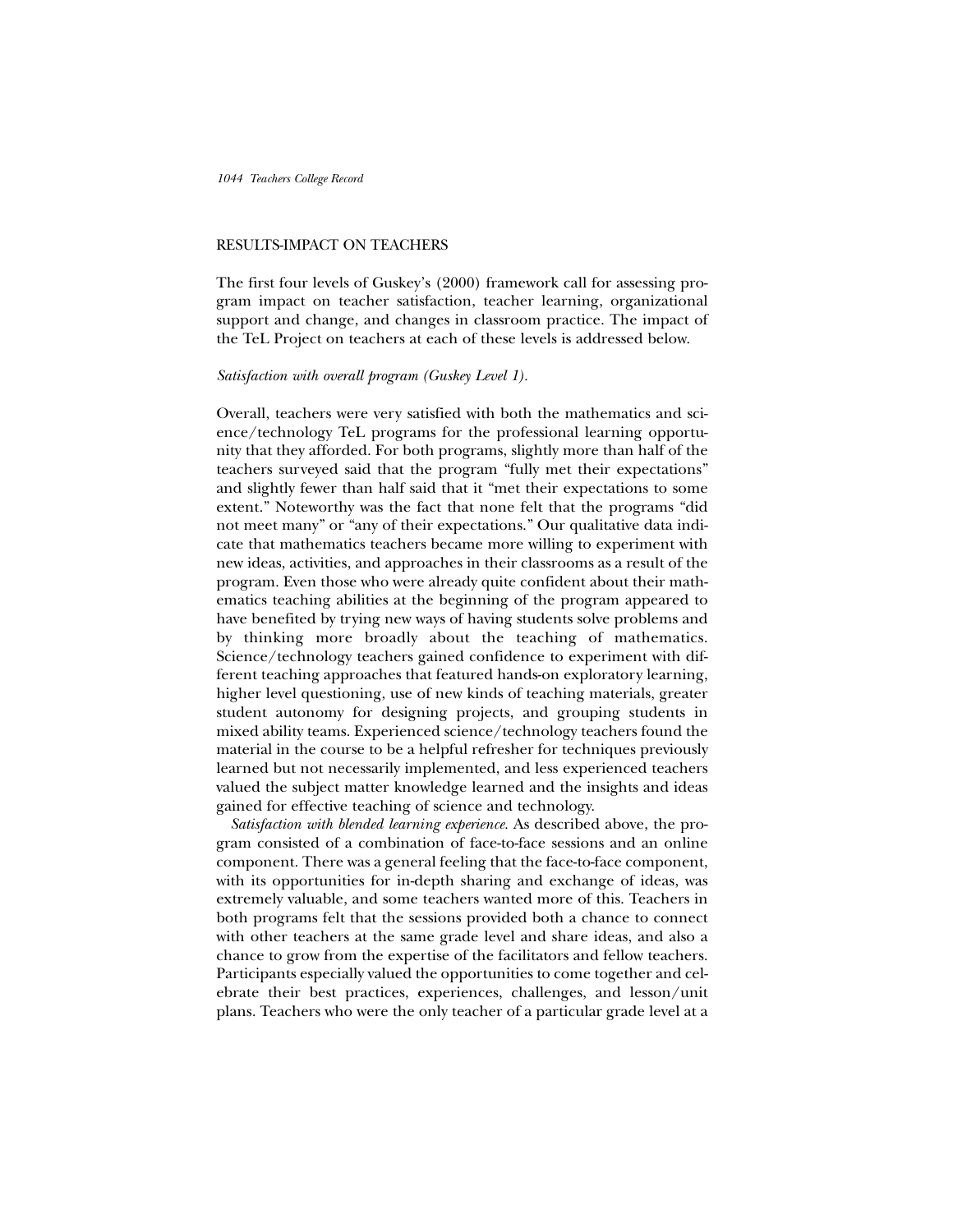## RESULTS-IMPACT ON TEACHERS

The first four levels of Guskey's (2000) framework call for assessing program impact on teacher satisfaction, teacher learning, organizational support and change, and changes in classroom practice. The impact of the TeL Project on teachers at each of these levels is addressed below.

### *Satisfaction with overall program (Guskey Level 1).*

Overall, teachers were very satisfied with both the mathematics and science/technology TeL programs for the professional learning opportunity that they afforded. For both programs, slightly more than half of the teachers surveyed said that the program "fully met their expectations" and slightly fewer than half said that it "met their expectations to some extent." Noteworthy was the fact that none felt that the programs "did not meet many" or "any of their expectations." Our qualitative data indicate that mathematics teachers became more willing to experiment with new ideas, activities, and approaches in their classrooms as a result of the program. Even those who were already quite confident about their mathematics teaching abilities at the beginning of the program appeared to have benefited by trying new ways of having students solve problems and by thinking more broadly about the teaching of mathematics. Science/technology teachers gained confidence to experiment with different teaching approaches that featured hands-on exploratory learning, higher level questioning, use of new kinds of teaching materials, greater student autonomy for designing projects, and grouping students in mixed ability teams. Experienced science/technology teachers found the material in the course to be a helpful refresher for techniques previously learned but not necessarily implemented, and less experienced teachers valued the subject matter knowledge learned and the insights and ideas gained for effective teaching of science and technology.

*Satisfaction with blended learning experience.* As described above, the program consisted of a combination of face-to-face sessions and an online component. There was a general feeling that the face-to-face component, with its opportunities for in-depth sharing and exchange of ideas, was extremely valuable, and some teachers wanted more of this. Teachers in both programs felt that the sessions provided both a chance to connect with other teachers at the same grade level and share ideas, and also a chance to grow from the expertise of the facilitators and fellow teachers. Participants especially valued the opportunities to come together and celebrate their best practices, experiences, challenges, and lesson/unit plans. Teachers who were the only teacher of a particular grade level at a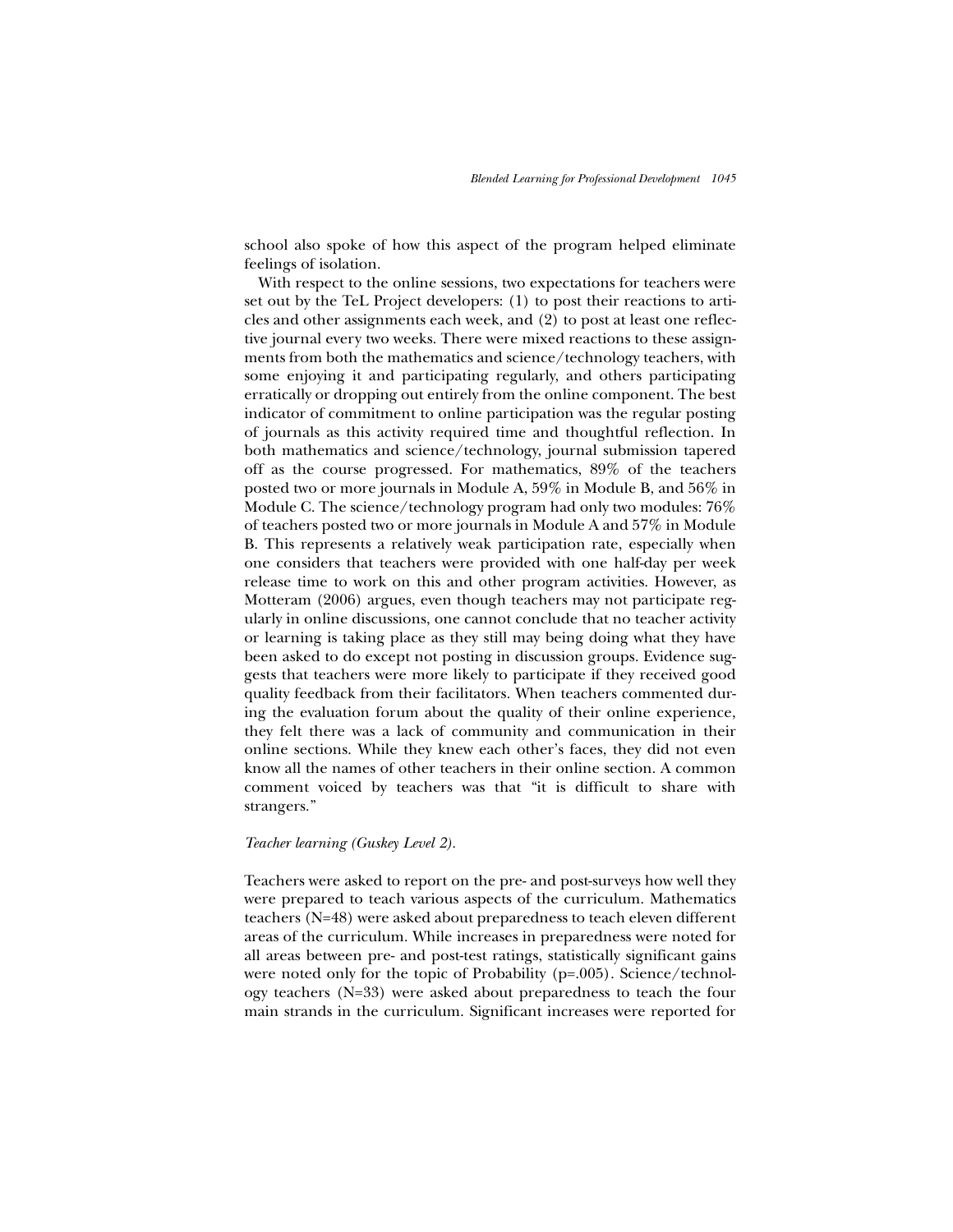school also spoke of how this aspect of the program helped eliminate feelings of isolation.

With respect to the online sessions, two expectations for teachers were set out by the TeL Project developers: (1) to post their reactions to articles and other assignments each week, and (2) to post at least one reflective journal every two weeks. There were mixed reactions to these assignments from both the mathematics and science/technology teachers, with some enjoying it and participating regularly, and others participating erratically or dropping out entirely from the online component. The best indicator of commitment to online participation was the regular posting of journals as this activity required time and thoughtful reflection. In both mathematics and science/technology, journal submission tapered off as the course progressed. For mathematics, 89% of the teachers posted two or more journals in Module A, 59% in Module B, and 56% in Module C. The science/technology program had only two modules: 76% of teachers posted two or more journals in Module A and 57% in Module B. This represents a relatively weak participation rate, especially when one considers that teachers were provided with one half-day per week release time to work on this and other program activities. However, as Motteram (2006) argues, even though teachers may not participate regularly in online discussions, one cannot conclude that no teacher activity or learning is taking place as they still may being doing what they have been asked to do except not posting in discussion groups. Evidence suggests that teachers were more likely to participate if they received good quality feedback from their facilitators. When teachers commented during the evaluation forum about the quality of their online experience, they felt there was a lack of community and communication in their online sections. While they knew each other's faces, they did not even know all the names of other teachers in their online section. A common comment voiced by teachers was that "it is difficult to share with strangers."

*Teacher learning (Guskey Level 2).*

Teachers were asked to report on the pre- and post-surveys how well they were prepared to teach various aspects of the curriculum. Mathematics teachers (N=48) were asked about preparedness to teach eleven different areas of the curriculum. While increases in preparedness were noted for all areas between pre- and post-test ratings, statistically significant gains were noted only for the topic of Probability ($p=.005$). Science/technology teachers (N=33) were asked about preparedness to teach the four main strands in the curriculum. Significant increases were reported for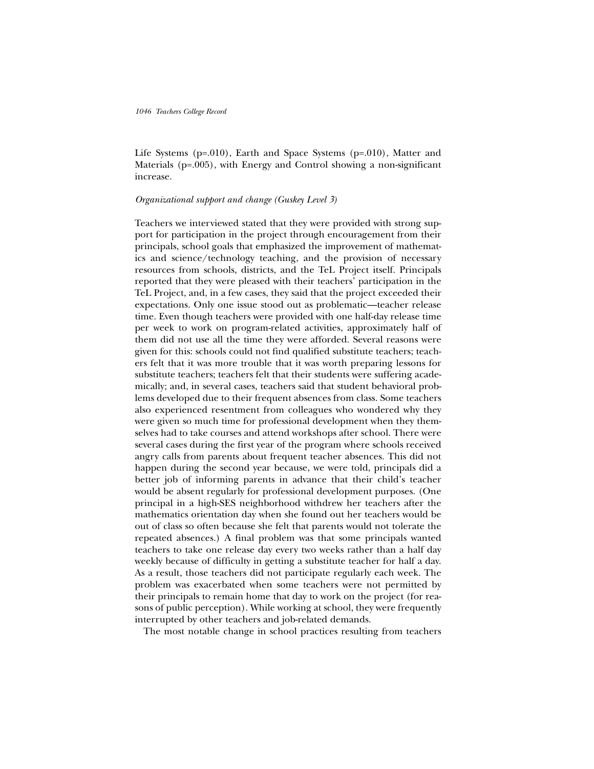Life Systems ($p=.010$), Earth and Space Systems ($p=.010$), Matter and Materials ($p=.005$), with Energy and Control showing a non-significant increase.

*Organizational support and change (Guskey Level 3)*

Teachers we interviewed stated that they were provided with strong support for participation in the project through encouragement from their principals, school goals that emphasized the improvement of mathematics and science/technology teaching, and the provision of necessary resources from schools, districts, and the TeL Project itself. Principals reported that they were pleased with their teachers' participation in the TeL Project, and, in a few cases, they said that the project exceeded their expectations. Only one issue stood out as problematic—teacher release time. Even though teachers were provided with one half-day release time per week to work on program-related activities, approximately half of them did not use all the time they were afforded. Several reasons were given for this: schools could not find qualified substitute teachers; teachers felt that it was more trouble that it was worth preparing lessons for substitute teachers; teachers felt that their students were suffering academically; and, in several cases, teachers said that student behavioral problems developed due to their frequent absences from class. Some teachers also experienced resentment from colleagues who wondered why they were given so much time for professional development when they themselves had to take courses and attend workshops after school. There were several cases during the first year of the program where schools received angry calls from parents about frequent teacher absences. This did not happen during the second year because, we were told, principals did a better job of informing parents in advance that their child's teacher would be absent regularly for professional development purposes. (One principal in a high-SES neighborhood withdrew her teachers after the mathematics orientation day when she found out her teachers would be out of class so often because she felt that parents would not tolerate the repeated absences.) A final problem was that some principals wanted teachers to take one release day every two weeks rather than a half day weekly because of difficulty in getting a substitute teacher for half a day. As a result, those teachers did not participate regularly each week. The problem was exacerbated when some teachers were not permitted by their principals to remain home that day to work on the project (for reasons of public perception). While working at school, they were frequently interrupted by other teachers and job-related demands.

The most notable change in school practices resulting from teachers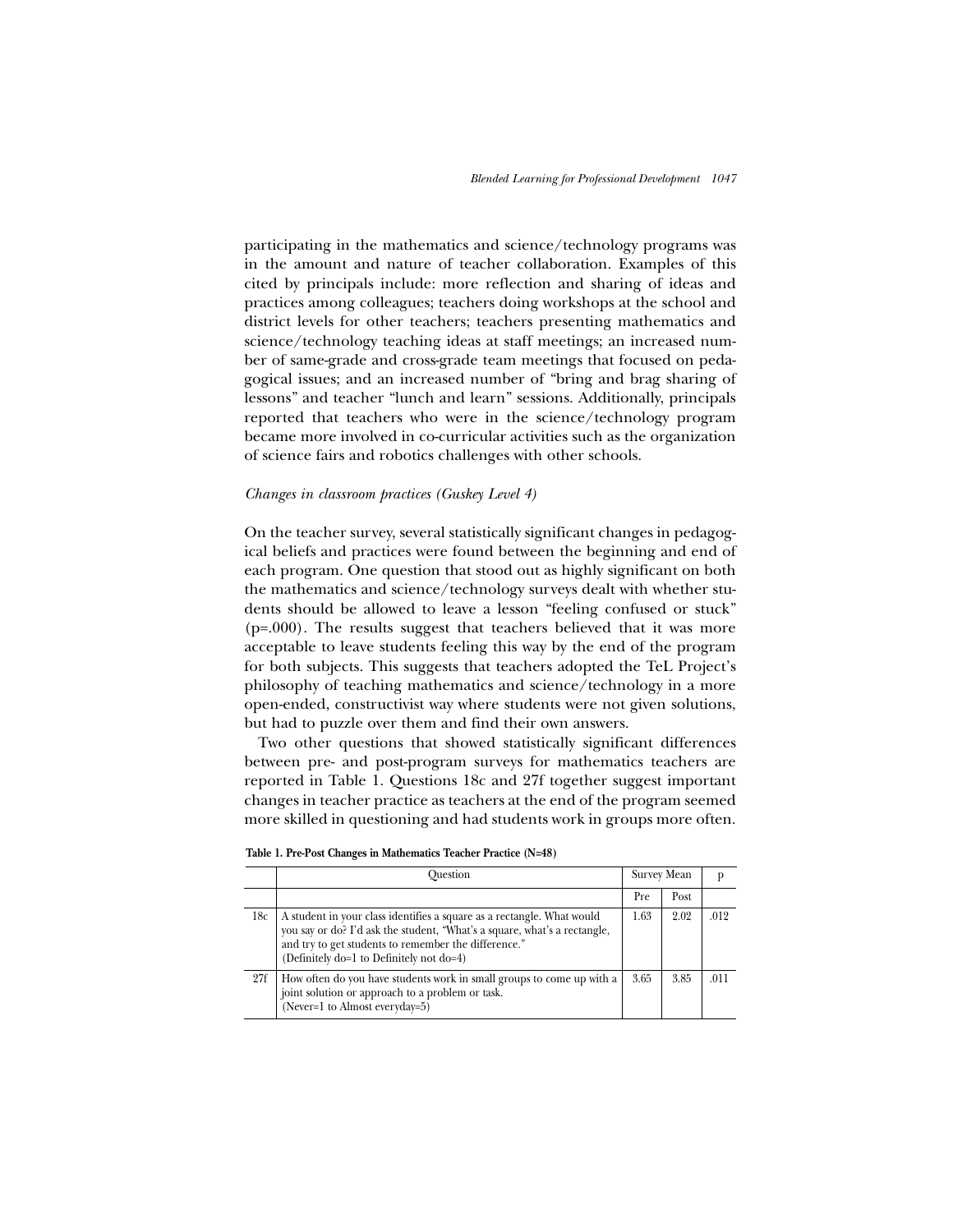participating in the mathematics and science/technology programs was in the amount and nature of teacher collaboration. Examples of this cited by principals include: more reflection and sharing of ideas and practices among colleagues; teachers doing workshops at the school and district levels for other teachers; teachers presenting mathematics and science/technology teaching ideas at staff meetings; an increased number of same-grade and cross-grade team meetings that focused on pedagogical issues; and an increased number of "bring and brag sharing of lessons" and teacher "lunch and learn" sessions. Additionally, principals reported that teachers who were in the science/technology program became more involved in co-curricular activities such as the organization of science fairs and robotics challenges with other schools.

*Changes in classroom practices (Guskey Level 4)*

On the teacher survey, several statistically significant changes in pedagogical beliefs and practices were found between the beginning and end of each program. One question that stood out as highly significant on both the mathematics and science/technology surveys dealt with whether students should be allowed to leave a lesson "feeling confused or stuck" ($p=.000$). The results suggest that teachers believed that it was more acceptable to leave students feeling this way by the end of the program for both subjects. This suggests that teachers adopted the TeL Project's philosophy of teaching mathematics and science/technology in a more open-ended, constructivist way where students were not given solutions, but had to puzzle over them and find their own answers.

Two other questions that showed statistically significant differences between pre- and post-program surveys for mathematics teachers are reported in Table 1. Questions 18c and 27f together suggest important changes in teacher practice as teachers at the end of the program seemed more skilled in questioning and had students work in groups more often.

**Table 1. Pre-Post Changes in Mathematics Teacher Practice (N=48)**

| | Question | Survey Mean | | p |
|---|---|---|---|---|
| | | Pre | Post | |
| 18c | A student in your class identifies a square as a rectangle. What would you say or do? I'd ask the student, "What's a square, what's a rectangle, and try to get students to remember the difference." (Definitely do=1 to Definitely not do=4) | 1.63 | 2.02 | .012 |
| 27f | How often do you have students work in small groups to come up with a joint solution or approach to a problem or task. (Never=1 to Almost everyday=5) | 3.65 | 3.85 | .011 |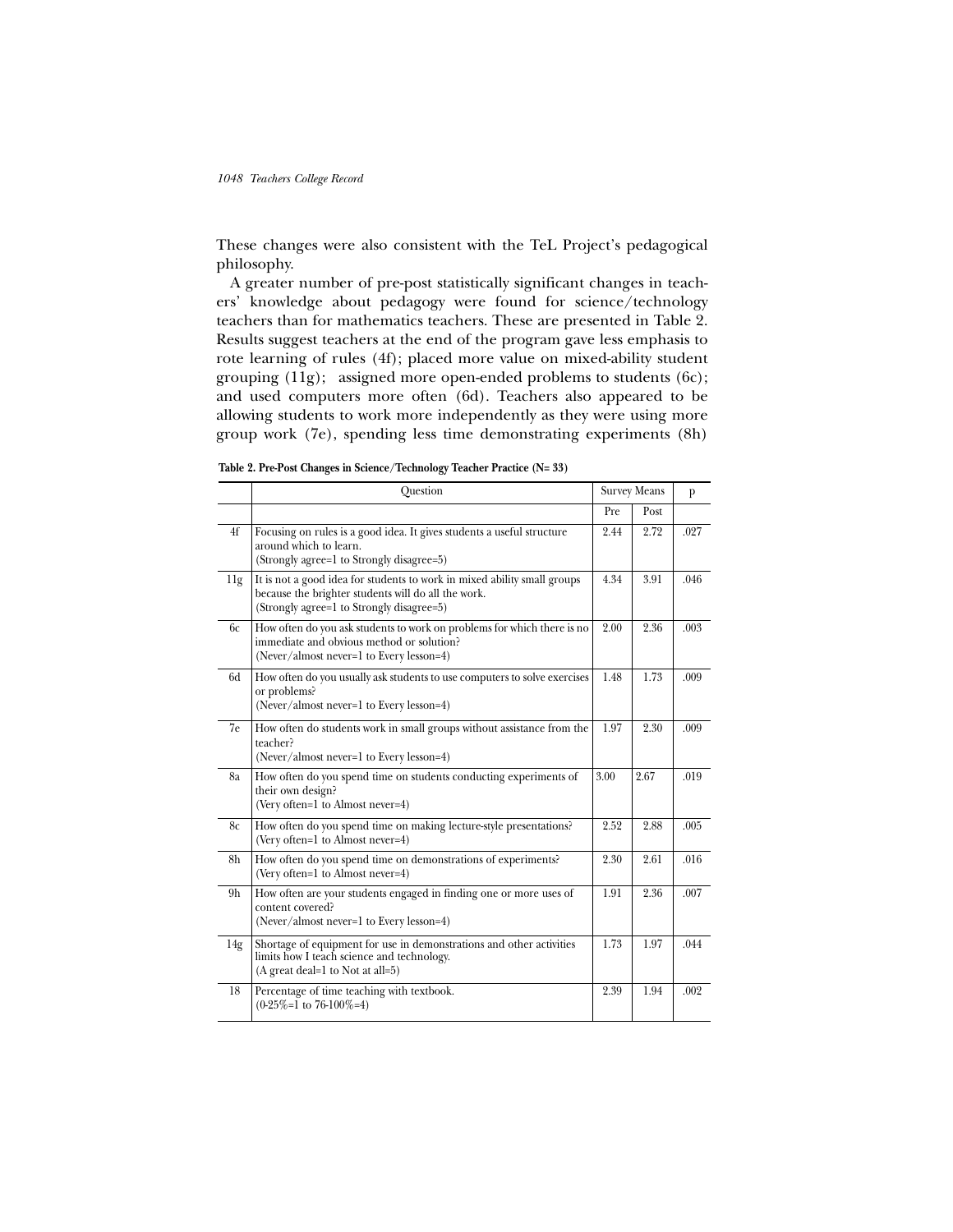These changes were also consistent with the TeL Project's pedagogical philosophy.

A greater number of pre-post statistically significant changes in teachers' knowledge about pedagogy were found for science/technology teachers than for mathematics teachers. These are presented in Table 2. Results suggest teachers at the end of the program gave less emphasis to rote learning of rules (4f); placed more value on mixed-ability student grouping (11g); assigned more open-ended problems to students (6c); and used computers more often (6d). Teachers also appeared to be allowing students to work more independently as they were using more group work (7e), spending less time demonstrating experiments (8h)

**Table 2. Pre-Post Changes in Science/Technology Teacher Practice (N= 33)**

| | Question | Survey Means | | p |
|---|---|---|---|---|
| | | Pre | Post | |
| 4f | Focusing on rules is a good idea. It gives students a useful structure around which to learn. (Strongly agree=1 to Strongly disagree=5) | 2.44 | 2.72 | .027 |
| 11g | It is not a good idea for students to work in mixed ability small groups because the brighter students will do all the work. (Strongly agree=1 to Strongly disagree=5) | 4.34 | 3.91 | .046 |
| 6c | How often do you ask students to work on problems for which there is no immediate and obvious method or solution? (Never/almost never=1 to Every lesson=4) | 2.00 | 2.36 | .003 |
| 6d | How often do you usually ask students to use computers to solve exercises or problems? (Never/almost never=1 to Every lesson=4) | 1.48 | 1.73 | .009 |
| 7e | How often do students work in small groups without assistance from the teacher? (Never/almost never=1 to Every lesson=4) | 1.97 | 2.30 | .009 |
| 8a | How often do you spend time on students conducting experiments of their own design? (Very often=1 to Almost never=4) | 3.00 | 2.67 | .019 |
| 8c | How often do you spend time on making lecture-style presentations? (Very often=1 to Almost never=4) | 2.52 | 2.88 | .005 |
| 8h | How often do you spend time on demonstrations of experiments? (Very often=1 to Almost never=4) | 2.30 | 2.61 | .016 |
| 9h | How often are your students engaged in finding one or more uses of content covered? (Never/almost never=1 to Every lesson=4) | 1.91 | 2.36 | .007 |
| 14g | Shortage of equipment for use in demonstrations and other activities limits how I teach science and technology. (A great deal=1 to Not at all=5) | 1.73 | 1.97 | .044 |
| 18 | Percentage of time teaching with textbook. (0-25%=1 to 76-100%=4) | 2.39 | 1.94 | .002 |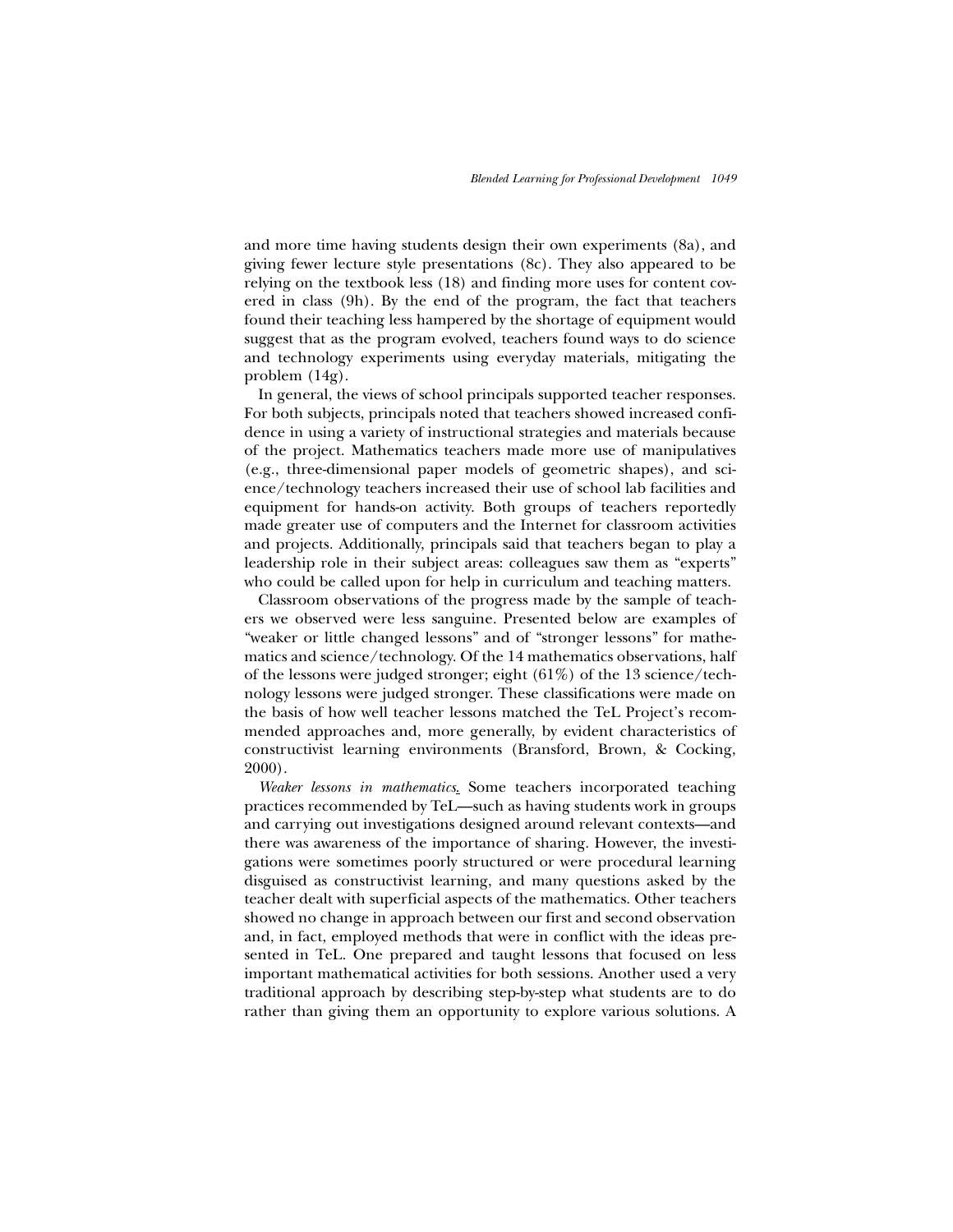and more time having students design their own experiments (8a), and giving fewer lecture style presentations (8c). They also appeared to be relying on the textbook less (18) and finding more uses for content covered in class (9h). By the end of the program, the fact that teachers found their teaching less hampered by the shortage of equipment would suggest that as the program evolved, teachers found ways to do science and technology experiments using everyday materials, mitigating the problem (14g).

In general, the views of school principals supported teacher responses. For both subjects, principals noted that teachers showed increased confidence in using a variety of instructional strategies and materials because of the project. Mathematics teachers made more use of manipulatives (e.g., three-dimensional paper models of geometric shapes), and science/technology teachers increased their use of school lab facilities and equipment for hands-on activity. Both groups of teachers reportedly made greater use of computers and the Internet for classroom activities and projects. Additionally, principals said that teachers began to play a leadership role in their subject areas: colleagues saw them as "experts" who could be called upon for help in curriculum and teaching matters.

Classroom observations of the progress made by the sample of teachers we observed were less sanguine. Presented below are examples of "weaker or little changed lessons" and of "stronger lessons" for mathematics and science/technology. Of the 14 mathematics observations, half of the lessons were judged stronger; eight (61%) of the 13 science/technology lessons were judged stronger. These classifications were made on the basis of how well teacher lessons matched the TeL Project's recommended approaches and, more generally, by evident characteristics of constructivist learning environments (Bransford, Brown, & Cocking, 2000).

*Weaker lessons in mathematics.* Some teachers incorporated teaching practices recommended by TeL—such as having students work in groups and carrying out investigations designed around relevant contexts—and there was awareness of the importance of sharing. However, the investigations were sometimes poorly structured or were procedural learning disguised as constructivist learning, and many questions asked by the teacher dealt with superficial aspects of the mathematics. Other teachers showed no change in approach between our first and second observation and, in fact, employed methods that were in conflict with the ideas presented in TeL. One prepared and taught lessons that focused on less important mathematical activities for both sessions. Another used a very traditional approach by describing step-by-step what students are to do rather than giving them an opportunity to explore various solutions. A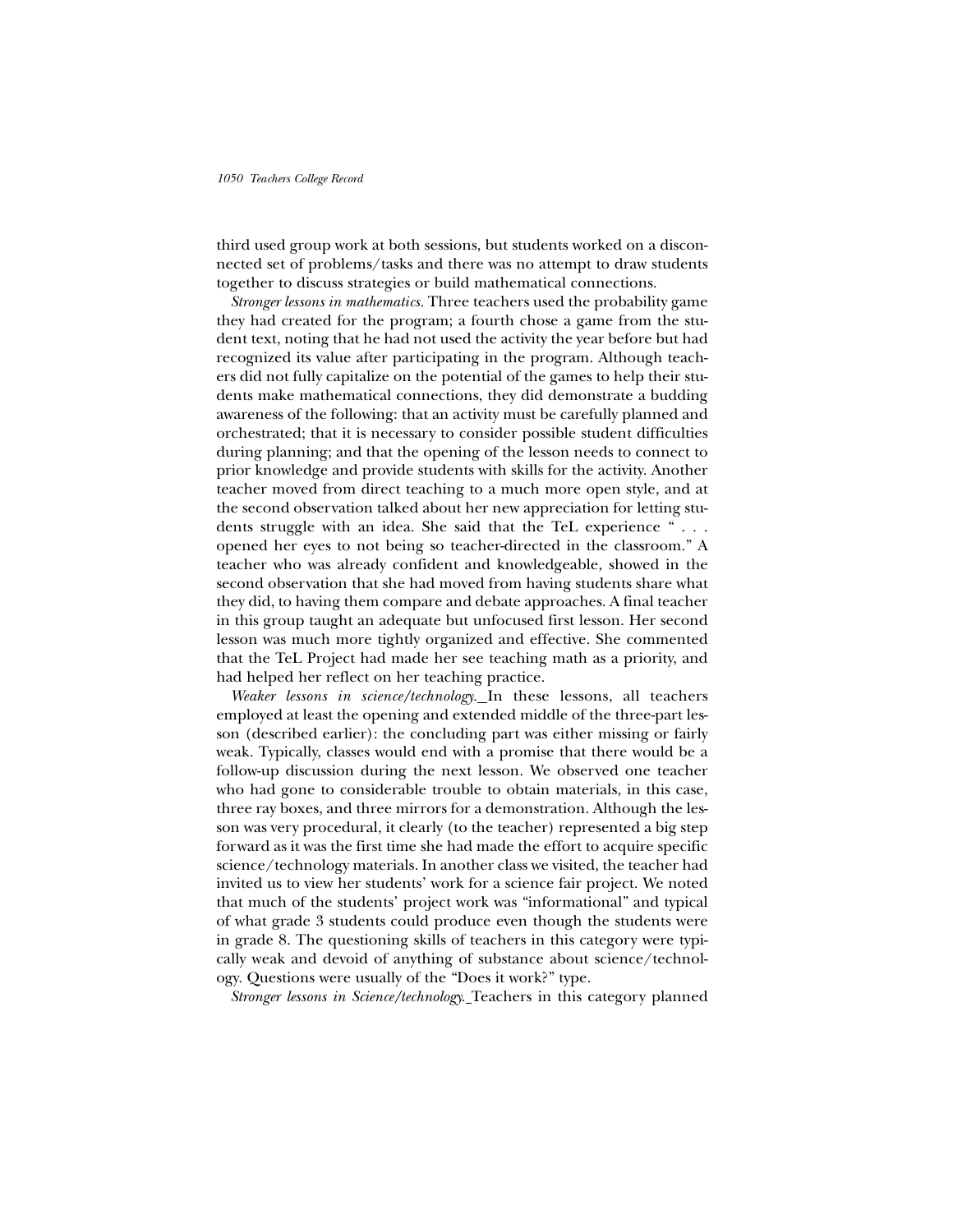third used group work at both sessions, but students worked on a disconnected set of problems/tasks and there was no attempt to draw students together to discuss strategies or build mathematical connections.

*Stronger lessons in mathematics.* Three teachers used the probability game they had created for the program; a fourth chose a game from the student text, noting that he had not used the activity the year before but had recognized its value after participating in the program. Although teachers did not fully capitalize on the potential of the games to help their students make mathematical connections, they did demonstrate a budding awareness of the following: that an activity must be carefully planned and orchestrated; that it is necessary to consider possible student difficulties during planning; and that the opening of the lesson needs to connect to prior knowledge and provide students with skills for the activity. Another teacher moved from direct teaching to a much more open style, and at the second observation talked about her new appreciation for letting students struggle with an idea. She said that the TeL experience " . . . opened her eyes to not being so teacher-directed in the classroom." A teacher who was already confident and knowledgeable, showed in the second observation that she had moved from having students share what they did, to having them compare and debate approaches. A final teacher in this group taught an adequate but unfocused first lesson. Her second lesson was much more tightly organized and effective. She commented that the TeL Project had made her see teaching math as a priority, and had helped her reflect on her teaching practice.

*Weaker lessons in science/technology.* In these lessons, all teachers employed at least the opening and extended middle of the three-part lesson (described earlier): the concluding part was either missing or fairly weak. Typically, classes would end with a promise that there would be a follow-up discussion during the next lesson. We observed one teacher who had gone to considerable trouble to obtain materials, in this case, three ray boxes, and three mirrors for a demonstration. Although the lesson was very procedural, it clearly (to the teacher) represented a big step forward as it was the first time she had made the effort to acquire specific science/technology materials. In another class we visited, the teacher had invited us to view her students' work for a science fair project. We noted that much of the students' project work was "informational" and typical of what grade 3 students could produce even though the students were in grade 8. The questioning skills of teachers in this category were typically weak and devoid of anything of substance about science/technology. Questions were usually of the "Does it work?" type.

*Stronger lessons in Science/technology.* Teachers in this category planned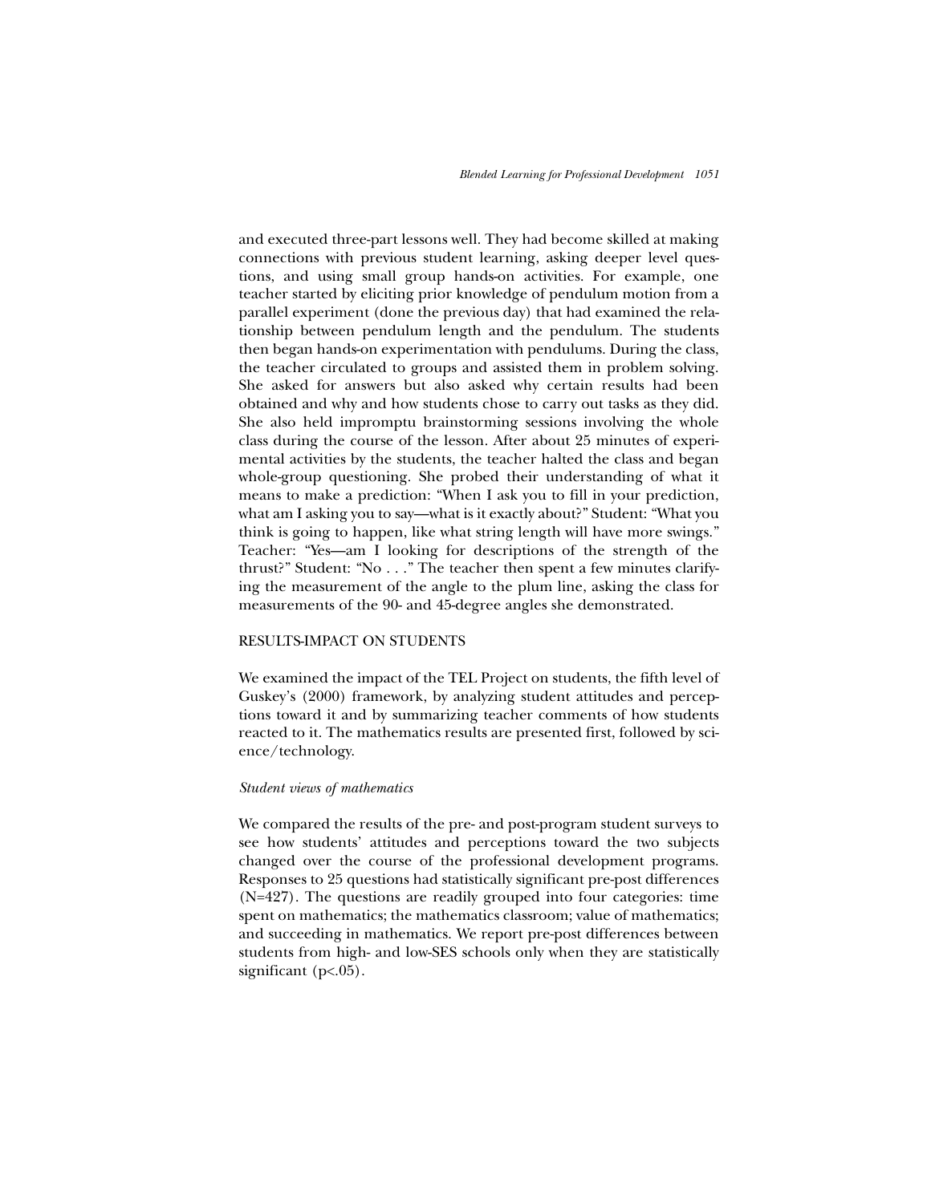and executed three-part lessons well. They had become skilled at making connections with previous student learning, asking deeper level questions, and using small group hands-on activities. For example, one teacher started by eliciting prior knowledge of pendulum motion from a parallel experiment (done the previous day) that had examined the relationship between pendulum length and the pendulum. The students then began hands-on experimentation with pendulums. During the class, the teacher circulated to groups and assisted them in problem solving. She asked for answers but also asked why certain results had been obtained and why and how students chose to carry out tasks as they did. She also held impromptu brainstorming sessions involving the whole class during the course of the lesson. After about 25 minutes of experimental activities by the students, the teacher halted the class and began whole-group questioning. She probed their understanding of what it means to make a prediction: "When I ask you to fill in your prediction, what am I asking you to say—what is it exactly about?" Student: "What you think is going to happen, like what string length will have more swings." Teacher: "Yes—am I looking for descriptions of the strength of the thrust?" Student: "No . . ." The teacher then spent a few minutes clarifying the measurement of the angle to the plum line, asking the class for measurements of the 90- and 45-degree angles she demonstrated.

## RESULTS-IMPACT ON STUDENTS

We examined the impact of the TEL Project on students, the fifth level of Guskey's (2000) framework, by analyzing student attitudes and perceptions toward it and by summarizing teacher comments of how students reacted to it. The mathematics results are presented first, followed by science/technology.

### *Student views of mathematics*

We compared the results of the pre- and post-program student surveys to see how students' attitudes and perceptions toward the two subjects changed over the course of the professional development programs. Responses to 25 questions had statistically significant pre-post differences ($N=427$). The questions are readily grouped into four categories: time spent on mathematics; the mathematics classroom; value of mathematics; and succeeding in mathematics. We report pre-post differences between students from high- and low-SES schools only when they are statistically significant ($p<.05$).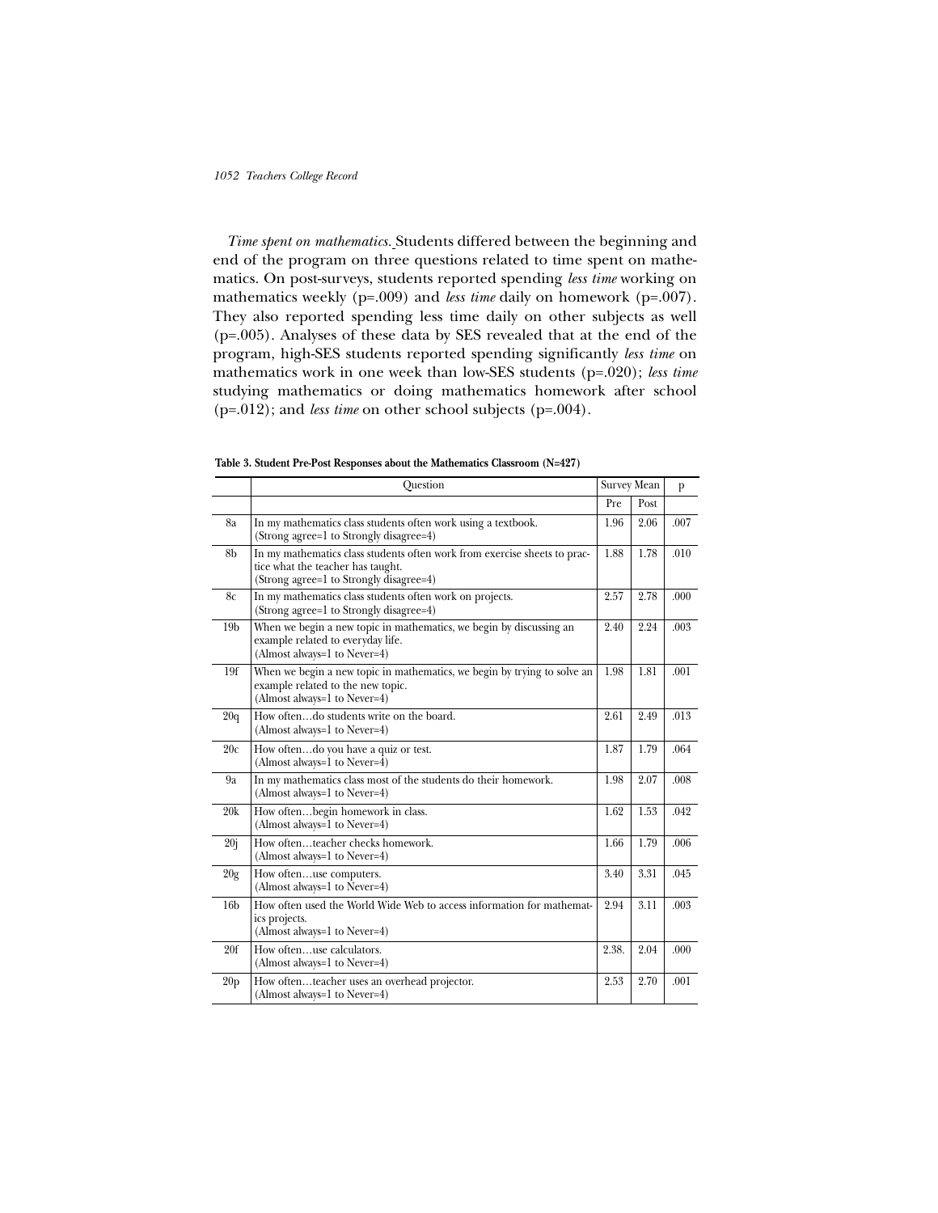*Time spent on mathematics.* Students differed between the beginning and end of the program on three questions related to time spent on mathematics. On post-surveys, students reported spending *less time* working on mathematics weekly (p=.009) and *less time* daily on homework (p=.007). They also reported spending less time daily on other subjects as well (p=.005). Analyses of these data by SES revealed that at the end of the program, high-SES students reported spending significantly *less time* on mathematics work in one week than low-SES students (p=.020); *less time* studying mathematics or doing mathematics homework after school (p=.012); and *less time* on other school subjects (p=.004).

**Table 3. Student Pre-Post Responses about the Mathematics Classroom (N=427)**

| | Question | Survey Mean | | p |
|---|---|---|---|---|
| | | Pre | Post | |
| 8a | In my mathematics class students often work using a textbook. (Strong agree=1 to Strongly disagree=4) | 1.96 | 2.06 | .007 |
| 8b | In my mathematics class students often work from exercise sheets to practice what the teacher has taught. (Strong agree=1 to Strongly disagree=4) | 1.88 | 1.78 | .010 |
| 8c | In my mathematics class students often work on projects. (Strong agree=1 to Strongly disagree=4) | 2.57 | 2.78 | .000 |
| 19b | When we begin a new topic in mathematics, we begin by discussing an example related to everyday life. (Almost always=1 to Never=4) | 2.40 | 2.24 | .003 |
| 19f | When we begin a new topic in mathematics, we begin by trying to solve an example related to the new topic. (Almost always=1 to Never=4) | 1.98 | 1.81 | .001 |
| 20q | How often…do students write on the board. (Almost always=1 to Never=4) | 2.61 | 2.49 | .013 |
| 20c | How often…do you have a quiz or test. (Almost always=1 to Never=4) | 1.87 | 1.79 | .064 |
| 9a | In my mathematics class most of the students do their homework. (Almost always=1 to Never=4) | 1.98 | 2.07 | .008 |
| 20k | How often…begin homework in class. (Almost always=1 to Never=4) | 1.62 | 1.53 | .042 |
| 20j | How often…teacher checks homework. (Almost always=1 to Never=4) | 1.66 | 1.79 | .006 |
| 20g | How often…use computers. (Almost always=1 to Never=4) | 3.40 | 3.31 | .045 |
| 16b | How often used the World Wide Web to access information for mathematics projects. (Almost always=1 to Never=4) | 2.94 | 3.11 | .003 |
| 20f | How often…use calculators. (Almost always=1 to Never=4) | 2.38. | 2.04 | .000 |
| 20p | How often…teacher uses an overhead projector. (Almost always=1 to Never=4) | 2.53 | 2.70 | .001 |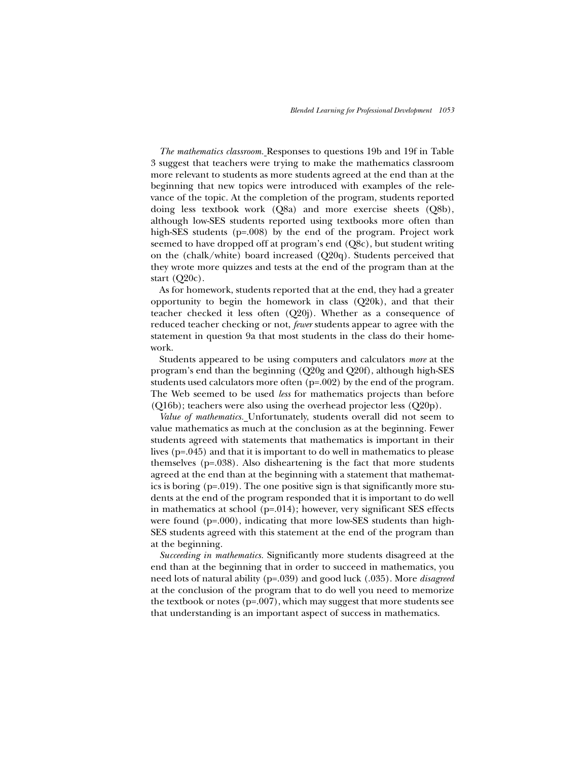*The mathematics classroom.* Responses to questions 19b and 19f in Table 3 suggest that teachers were trying to make the mathematics classroom more relevant to students as more students agreed at the end than at the beginning that new topics were introduced with examples of the relevance of the topic. At the completion of the program, students reported doing less textbook work (Q8a) and more exercise sheets (Q8b), although low-SES students reported using textbooks more often than high-SES students (p=.008) by the end of the program. Project work seemed to have dropped off at program's end (Q8c), but student writing on the (chalk/white) board increased (Q20q). Students perceived that they wrote more quizzes and tests at the end of the program than at the start (Q20c).

As for homework, students reported that at the end, they had a greater opportunity to begin the homework in class (Q20k), and that their teacher checked it less often (Q20j). Whether as a consequence of reduced teacher checking or not, *fewer* students appear to agree with the statement in question 9a that most students in the class do their homework.

Students appeared to be using computers and calculators *more* at the program's end than the beginning (Q20g and Q20f), although high-SES students used calculators more often (p=.002) by the end of the program. The Web seemed to be used *less* for mathematics projects than before (Q16b); teachers were also using the overhead projector less (Q20p).

*Value of mathematics.* Unfortunately, students overall did not seem to value mathematics as much at the conclusion as at the beginning. Fewer students agreed with statements that mathematics is important in their lives (p=.045) and that it is important to do well in mathematics to please themselves (p=.038). Also disheartening is the fact that more students agreed at the end than at the beginning with a statement that mathematics is boring (p=.019). The one positive sign is that significantly more students at the end of the program responded that it is important to do well in mathematics at school (p=.014); however, very significant SES effects were found (p=.000), indicating that more low-SES students than high-SES students agreed with this statement at the end of the program than at the beginning.

*Succeeding in mathematics.* Significantly more students disagreed at the end than at the beginning that in order to succeed in mathematics, you need lots of natural ability (p=.039) and good luck (.035). More *disagreed* at the conclusion of the program that to do well you need to memorize the textbook or notes (p=.007), which may suggest that more students see that understanding is an important aspect of success in mathematics.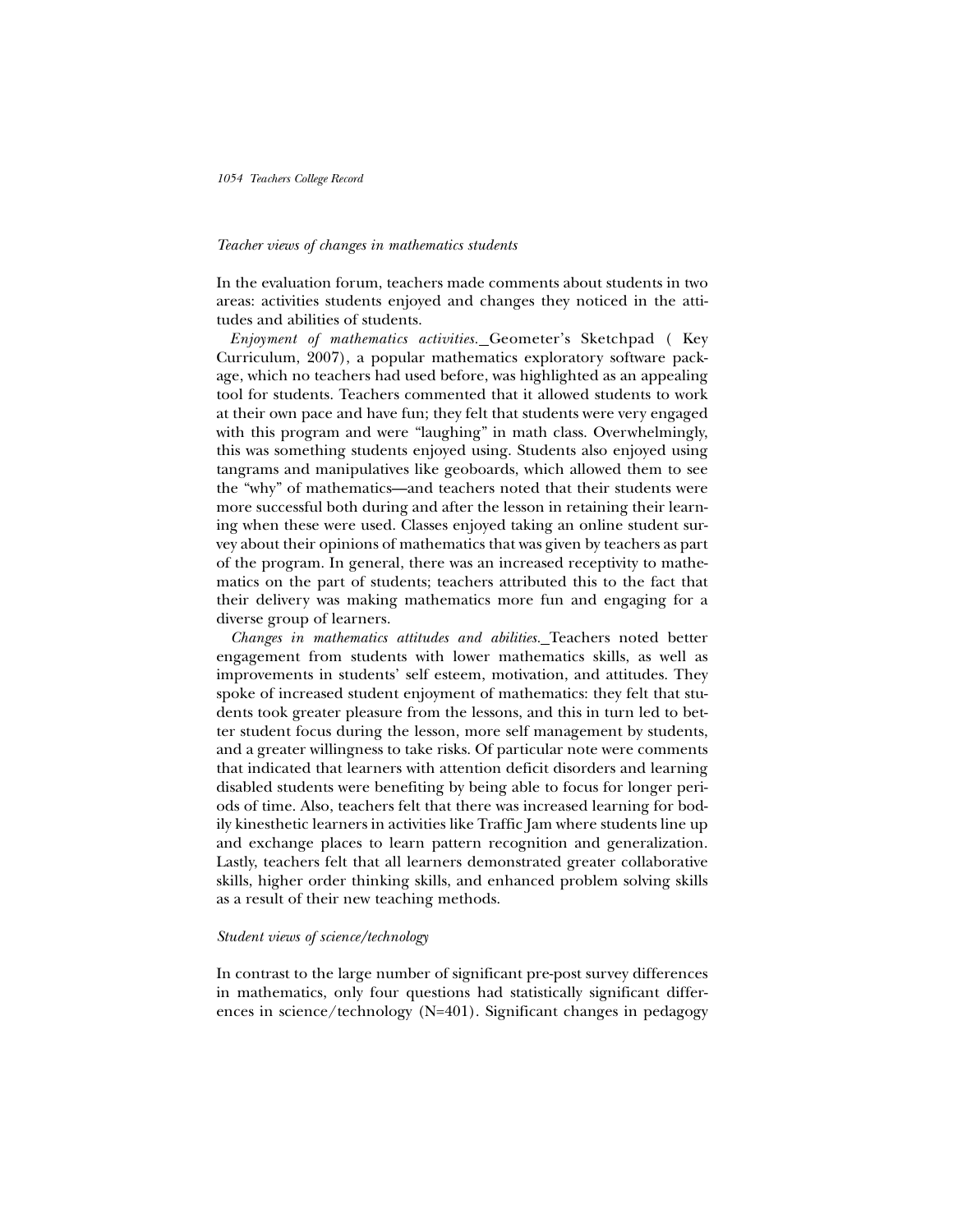### *Teacher views of changes in mathematics students*

In the evaluation forum, teachers made comments about students in two areas: activities students enjoyed and changes they noticed in the attitudes and abilities of students.

*Enjoyment of mathematics activities.* Geometer's Sketchpad ( Key Curriculum, 2007), a popular mathematics exploratory software package, which no teachers had used before, was highlighted as an appealing tool for students. Teachers commented that it allowed students to work at their own pace and have fun; they felt that students were very engaged with this program and were "laughing" in math class. Overwhelmingly, this was something students enjoyed using. Students also enjoyed using tangrams and manipulatives like geoboards, which allowed them to see the "why" of mathematics—and teachers noted that their students were more successful both during and after the lesson in retaining their learning when these were used. Classes enjoyed taking an online student survey about their opinions of mathematics that was given by teachers as part of the program. In general, there was an increased receptivity to mathematics on the part of students; teachers attributed this to the fact that their delivery was making mathematics more fun and engaging for a diverse group of learners.

*Changes in mathematics attitudes and abilities.* Teachers noted better engagement from students with lower mathematics skills, as well as improvements in students' self esteem, motivation, and attitudes. They spoke of increased student enjoyment of mathematics: they felt that students took greater pleasure from the lessons, and this in turn led to better student focus during the lesson, more self management by students, and a greater willingness to take risks. Of particular note were comments that indicated that learners with attention deficit disorders and learning disabled students were benefiting by being able to focus for longer periods of time. Also, teachers felt that there was increased learning for bodily kinesthetic learners in activities like Traffic Jam where students line up and exchange places to learn pattern recognition and generalization. Lastly, teachers felt that all learners demonstrated greater collaborative skills, higher order thinking skills, and enhanced problem solving skills as a result of their new teaching methods.

### *Student views of science/technology*

In contrast to the large number of significant pre-post survey differences in mathematics, only four questions had statistically significant differences in science/technology (N=401). Significant changes in pedagogy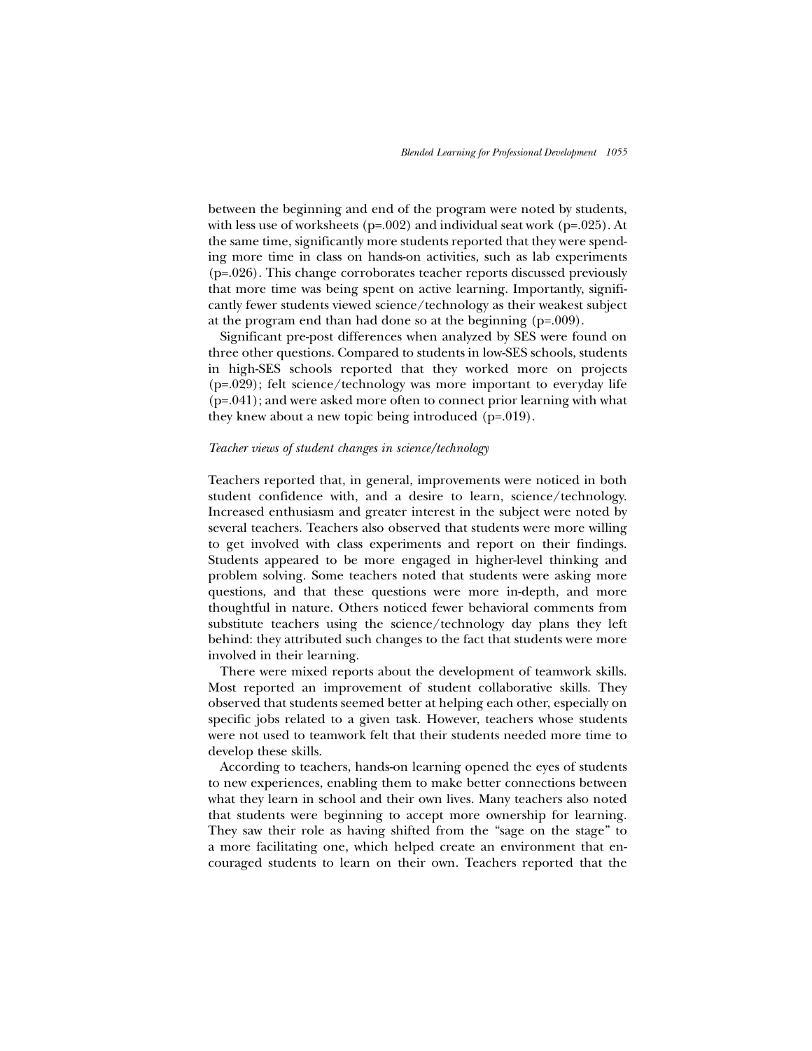between the beginning and end of the program were noted by students, with less use of worksheets ($p=.002$) and individual seat work ($p=.025$). At the same time, significantly more students reported that they were spending more time in class on hands-on activities, such as lab experiments ($p=.026$). This change corroborates teacher reports discussed previously that more time was being spent on active learning. Importantly, significantly fewer students viewed science/technology as their weakest subject at the program end than had done so at the beginning ($p=.009$).

Significant pre-post differences when analyzed by SES were found on three other questions. Compared to students in low-SES schools, students in high-SES schools reported that they worked more on projects ($p=.029$); felt science/technology was more important to everyday life ($p=.041$); and were asked more often to connect prior learning with what they knew about a new topic being introduced ($p=.019$).

*Teacher views of student changes in science/technology*

Teachers reported that, in general, improvements were noticed in both student confidence with, and a desire to learn, science/technology. Increased enthusiasm and greater interest in the subject were noted by several teachers. Teachers also observed that students were more willing to get involved with class experiments and report on their findings. Students appeared to be more engaged in higher-level thinking and problem solving. Some teachers noted that students were asking more questions, and that these questions were more in-depth, and more thoughtful in nature. Others noticed fewer behavioral comments from substitute teachers using the science/technology day plans they left behind: they attributed such changes to the fact that students were more involved in their learning.

There were mixed reports about the development of teamwork skills. Most reported an improvement of student collaborative skills. They observed that students seemed better at helping each other, especially on specific jobs related to a given task. However, teachers whose students were not used to teamwork felt that their students needed more time to develop these skills.

According to teachers, hands-on learning opened the eyes of students to new experiences, enabling them to make better connections between what they learn in school and their own lives. Many teachers also noted that students were beginning to accept more ownership for learning. They saw their role as having shifted from the "sage on the stage" to a more facilitating one, which helped create an environment that encouraged students to learn on their own. Teachers reported that the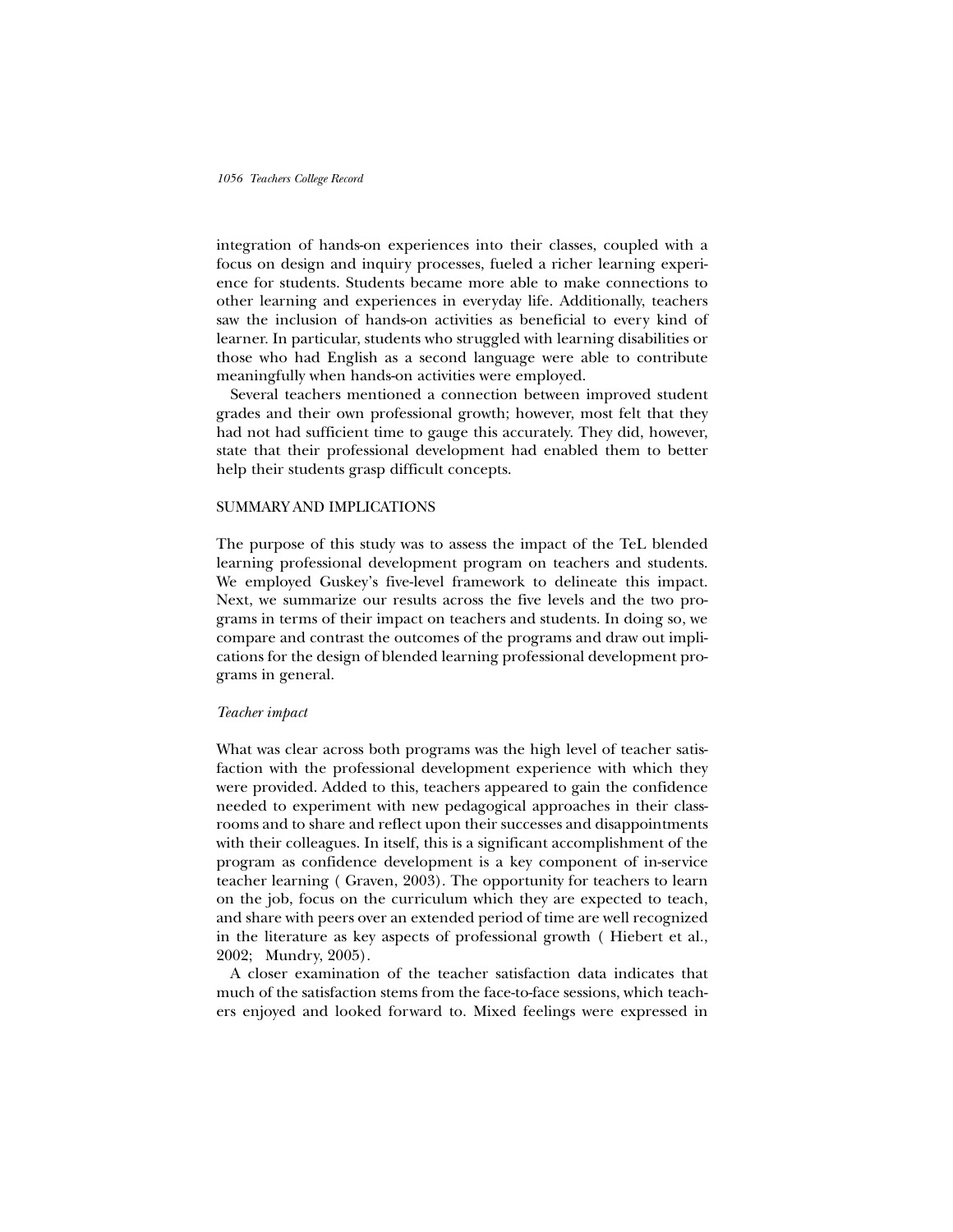integration of hands-on experiences into their classes, coupled with a focus on design and inquiry processes, fueled a richer learning experience for students. Students became more able to make connections to other learning and experiences in everyday life. Additionally, teachers saw the inclusion of hands-on activities as beneficial to every kind of learner. In particular, students who struggled with learning disabilities or those who had English as a second language were able to contribute meaningfully when hands-on activities were employed.

Several teachers mentioned a connection between improved student grades and their own professional growth; however, most felt that they had not had sufficient time to gauge this accurately. They did, however, state that their professional development had enabled them to better help their students grasp difficult concepts.

## SUMMARY AND IMPLICATIONS

The purpose of this study was to assess the impact of the TeL blended learning professional development program on teachers and students. We employed Guskey's five-level framework to delineate this impact. Next, we summarize our results across the five levels and the two programs in terms of their impact on teachers and students. In doing so, we compare and contrast the outcomes of the programs and draw out implications for the design of blended learning professional development programs in general.

### *Teacher impact*

What was clear across both programs was the high level of teacher satisfaction with the professional development experience with which they were provided. Added to this, teachers appeared to gain the confidence needed to experiment with new pedagogical approaches in their classrooms and to share and reflect upon their successes and disappointments with their colleagues. In itself, this is a significant accomplishment of the program as confidence development is a key component of in-service teacher learning ( Graven, 2003). The opportunity for teachers to learn on the job, focus on the curriculum which they are expected to teach, and share with peers over an extended period of time are well recognized in the literature as key aspects of professional growth ( Hiebert et al., 2002; Mundry, 2005).

A closer examination of the teacher satisfaction data indicates that much of the satisfaction stems from the face-to-face sessions, which teachers enjoyed and looked forward to. Mixed feelings were expressed in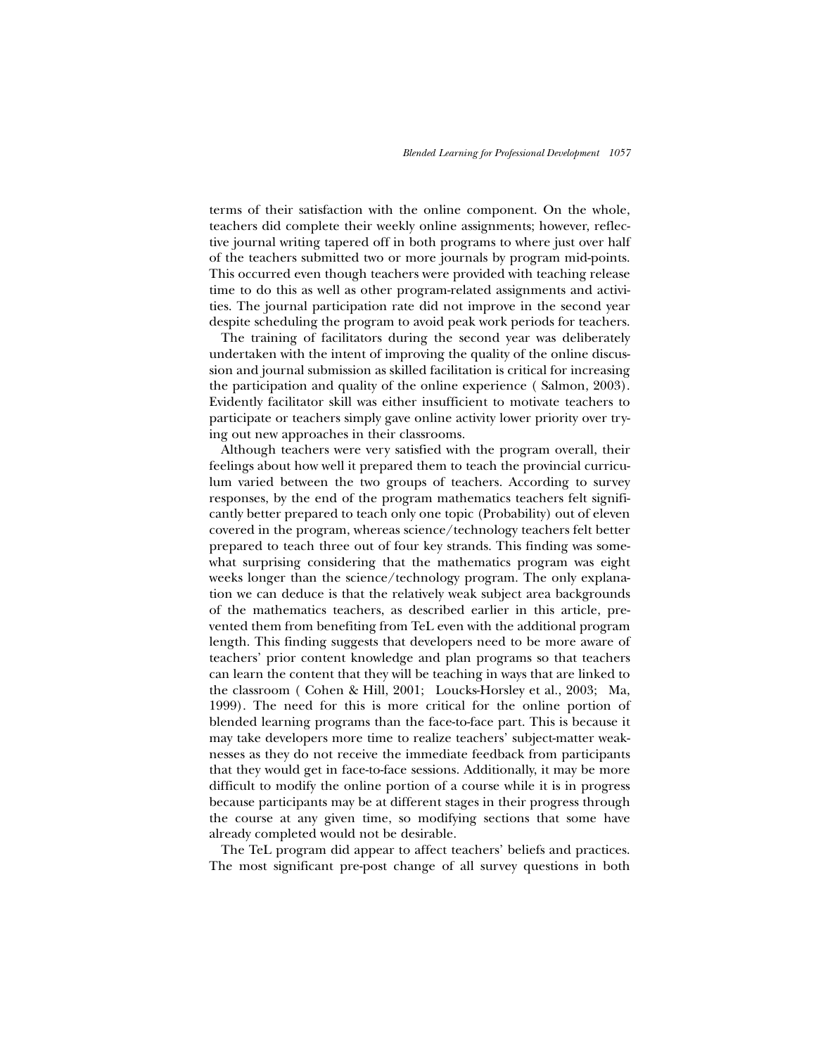terms of their satisfaction with the online component. On the whole, teachers did complete their weekly online assignments; however, reflective journal writing tapered off in both programs to where just over half of the teachers submitted two or more journals by program mid-points. This occurred even though teachers were provided with teaching release time to do this as well as other program-related assignments and activities. The journal participation rate did not improve in the second year despite scheduling the program to avoid peak work periods for teachers.

The training of facilitators during the second year was deliberately undertaken with the intent of improving the quality of the online discussion and journal submission as skilled facilitation is critical for increasing the participation and quality of the online experience ( Salmon, 2003). Evidently facilitator skill was either insufficient to motivate teachers to participate or teachers simply gave online activity lower priority over trying out new approaches in their classrooms.

Although teachers were very satisfied with the program overall, their feelings about how well it prepared them to teach the provincial curriculum varied between the two groups of teachers. According to survey responses, by the end of the program mathematics teachers felt significantly better prepared to teach only one topic (Probability) out of eleven covered in the program, whereas science/technology teachers felt better prepared to teach three out of four key strands. This finding was somewhat surprising considering that the mathematics program was eight weeks longer than the science/technology program. The only explanation we can deduce is that the relatively weak subject area backgrounds of the mathematics teachers, as described earlier in this article, prevented them from benefiting from TeL even with the additional program length. This finding suggests that developers need to be more aware of teachers' prior content knowledge and plan programs so that teachers can learn the content that they will be teaching in ways that are linked to the classroom ( Cohen & Hill, 2001; Loucks-Horsley et al., 2003; Ma, 1999). The need for this is more critical for the online portion of blended learning programs than the face-to-face part. This is because it may take developers more time to realize teachers' subject-matter weaknesses as they do not receive the immediate feedback from participants that they would get in face-to-face sessions. Additionally, it may be more difficult to modify the online portion of a course while it is in progress because participants may be at different stages in their progress through the course at any given time, so modifying sections that some have already completed would not be desirable.

The TeL program did appear to affect teachers' beliefs and practices. The most significant pre-post change of all survey questions in both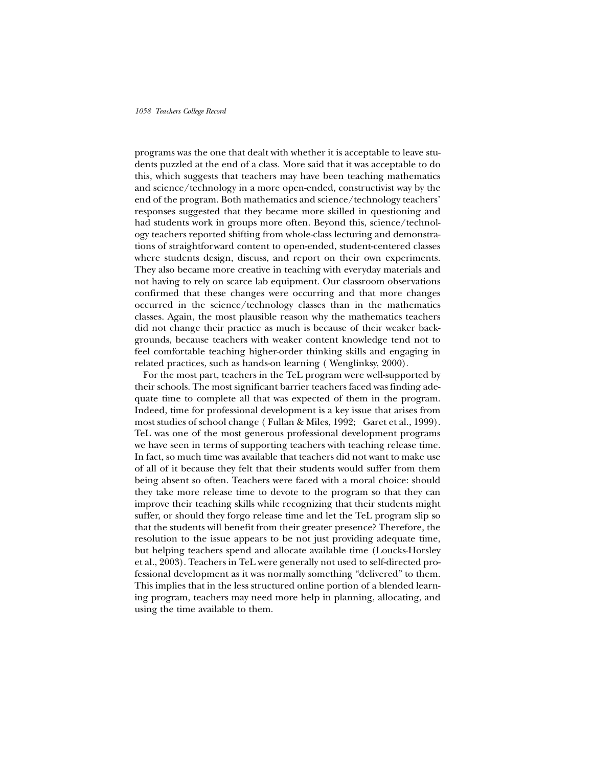programs was the one that dealt with whether it is acceptable to leave students puzzled at the end of a class. More said that it was acceptable to do this, which suggests that teachers may have been teaching mathematics and science/technology in a more open-ended, constructivist way by the end of the program. Both mathematics and science/technology teachers' responses suggested that they became more skilled in questioning and had students work in groups more often. Beyond this, science/technology teachers reported shifting from whole-class lecturing and demonstrations of straightforward content to open-ended, student-centered classes where students design, discuss, and report on their own experiments. They also became more creative in teaching with everyday materials and not having to rely on scarce lab equipment. Our classroom observations confirmed that these changes were occurring and that more changes occurred in the science/technology classes than in the mathematics classes. Again, the most plausible reason why the mathematics teachers did not change their practice as much is because of their weaker backgrounds, because teachers with weaker content knowledge tend not to feel comfortable teaching higher-order thinking skills and engaging in related practices, such as hands-on learning ( Wenglinksy, 2000).

For the most part, teachers in the TeL program were well-supported by their schools. The most significant barrier teachers faced was finding adequate time to complete all that was expected of them in the program. Indeed, time for professional development is a key issue that arises from most studies of school change ( Fullan & Miles, 1992; Garet et al., 1999). TeL was one of the most generous professional development programs we have seen in terms of supporting teachers with teaching release time. In fact, so much time was available that teachers did not want to make use of all of it because they felt that their students would suffer from them being absent so often. Teachers were faced with a moral choice: should they take more release time to devote to the program so that they can improve their teaching skills while recognizing that their students might suffer, or should they forgo release time and let the TeL program slip so that the students will benefit from their greater presence? Therefore, the resolution to the issue appears to be not just providing adequate time, but helping teachers spend and allocate available time (Loucks-Horsley et al., 2003). Teachers in TeL were generally not used to self-directed professional development as it was normally something "delivered" to them. This implies that in the less structured online portion of a blended learning program, teachers may need more help in planning, allocating, and using the time available to them.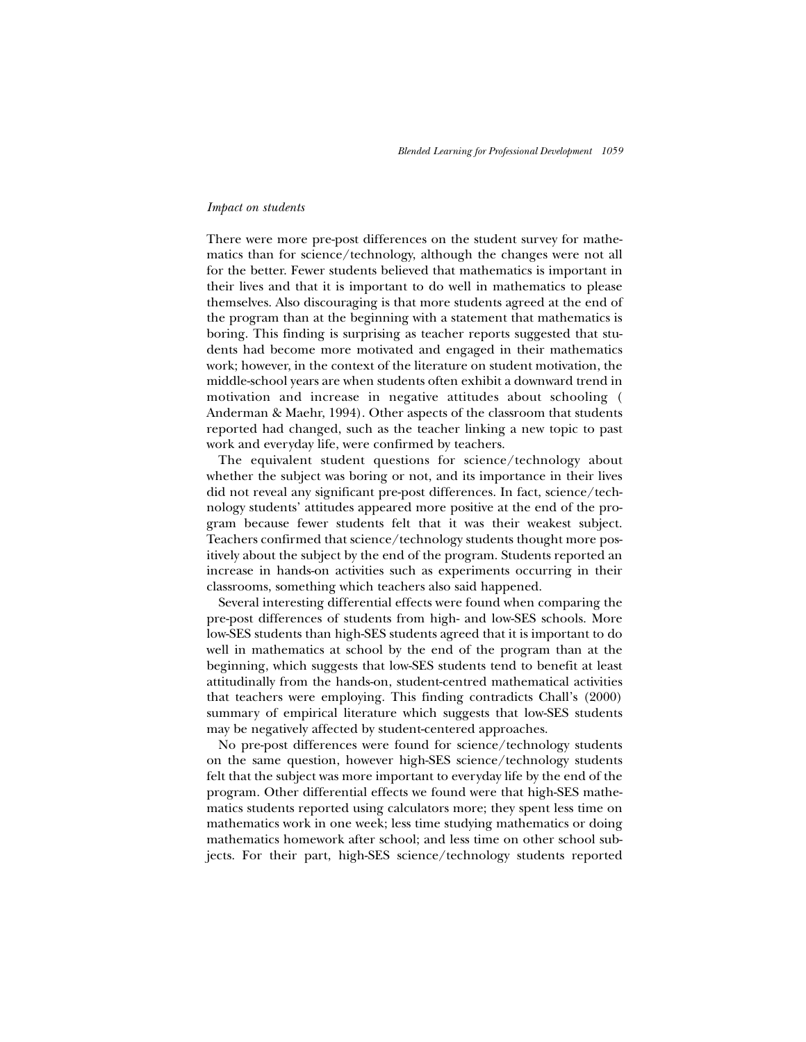*Impact on students*

There were more pre-post differences on the student survey for mathematics than for science/technology, although the changes were not all for the better. Fewer students believed that mathematics is important in their lives and that it is important to do well in mathematics to please themselves. Also discouraging is that more students agreed at the end of the program than at the beginning with a statement that mathematics is boring. This finding is surprising as teacher reports suggested that students had become more motivated and engaged in their mathematics work; however, in the context of the literature on student motivation, the middle-school years are when students often exhibit a downward trend in motivation and increase in negative attitudes about schooling ( Anderman & Maehr, 1994). Other aspects of the classroom that students reported had changed, such as the teacher linking a new topic to past work and everyday life, were confirmed by teachers.

The equivalent student questions for science/technology about whether the subject was boring or not, and its importance in their lives did not reveal any significant pre-post differences. In fact, science/technology students' attitudes appeared more positive at the end of the program because fewer students felt that it was their weakest subject. Teachers confirmed that science/technology students thought more positively about the subject by the end of the program. Students reported an increase in hands-on activities such as experiments occurring in their classrooms, something which teachers also said happened.

Several interesting differential effects were found when comparing the pre-post differences of students from high- and low-SES schools. More low-SES students than high-SES students agreed that it is important to do well in mathematics at school by the end of the program than at the beginning, which suggests that low-SES students tend to benefit at least attitudinally from the hands-on, student-centred mathematical activities that teachers were employing. This finding contradicts Chall's (2000) summary of empirical literature which suggests that low-SES students may be negatively affected by student-centered approaches.

No pre-post differences were found for science/technology students on the same question, however high-SES science/technology students felt that the subject was more important to everyday life by the end of the program. Other differential effects we found were that high-SES mathematics students reported using calculators more; they spent less time on mathematics work in one week; less time studying mathematics or doing mathematics homework after school; and less time on other school subjects. For their part, high-SES science/technology students reported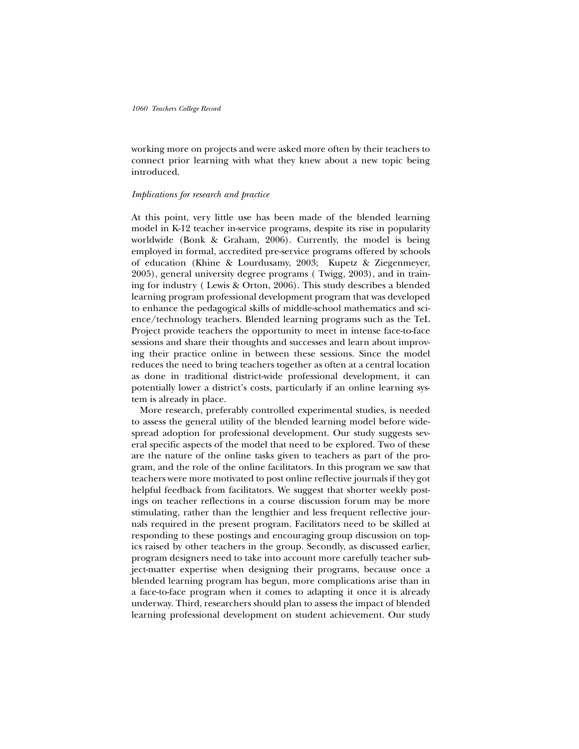working more on projects and were asked more often by their teachers to connect prior learning with what they knew about a new topic being introduced.

*Implications for research and practice*

At this point, very little use has been made of the blended learning model in K-12 teacher in-service programs, despite its rise in popularity worldwide (Bonk & Graham, 2006). Currently, the model is being employed in formal, accredited pre-service programs offered by schools of education (Khine & Lourdusamy, 2003; Kupetz & Ziegenmeyer, 2005), general university degree programs ( Twigg, 2003), and in training for industry ( Lewis & Orton, 2006). This study describes a blended learning program professional development program that was developed to enhance the pedagogical skills of middle-school mathematics and science/technology teachers. Blended learning programs such as the TeL Project provide teachers the opportunity to meet in intense face-to-face sessions and share their thoughts and successes and learn about improving their practice online in between these sessions. Since the model reduces the need to bring teachers together as often at a central location as done in traditional district-wide professional development, it can potentially lower a district's costs, particularly if an online learning system is already in place.

More research, preferably controlled experimental studies, is needed to assess the general utility of the blended learning model before widespread adoption for professional development. Our study suggests several specific aspects of the model that need to be explored. Two of these are the nature of the online tasks given to teachers as part of the program, and the role of the online facilitators. In this program we saw that teachers were more motivated to post online reflective journals if they got helpful feedback from facilitators. We suggest that shorter weekly postings on teacher reflections in a course discussion forum may be more stimulating, rather than the lengthier and less frequent reflective journals required in the present program. Facilitators need to be skilled at responding to these postings and encouraging group discussion on topics raised by other teachers in the group. Secondly, as discussed earlier, program designers need to take into account more carefully teacher subject-matter expertise when designing their programs, because once a blended learning program has begun, more complications arise than in a face-to-face program when it comes to adapting it once it is already underway. Third, researchers should plan to assess the impact of blended learning professional development on student achievement. Our study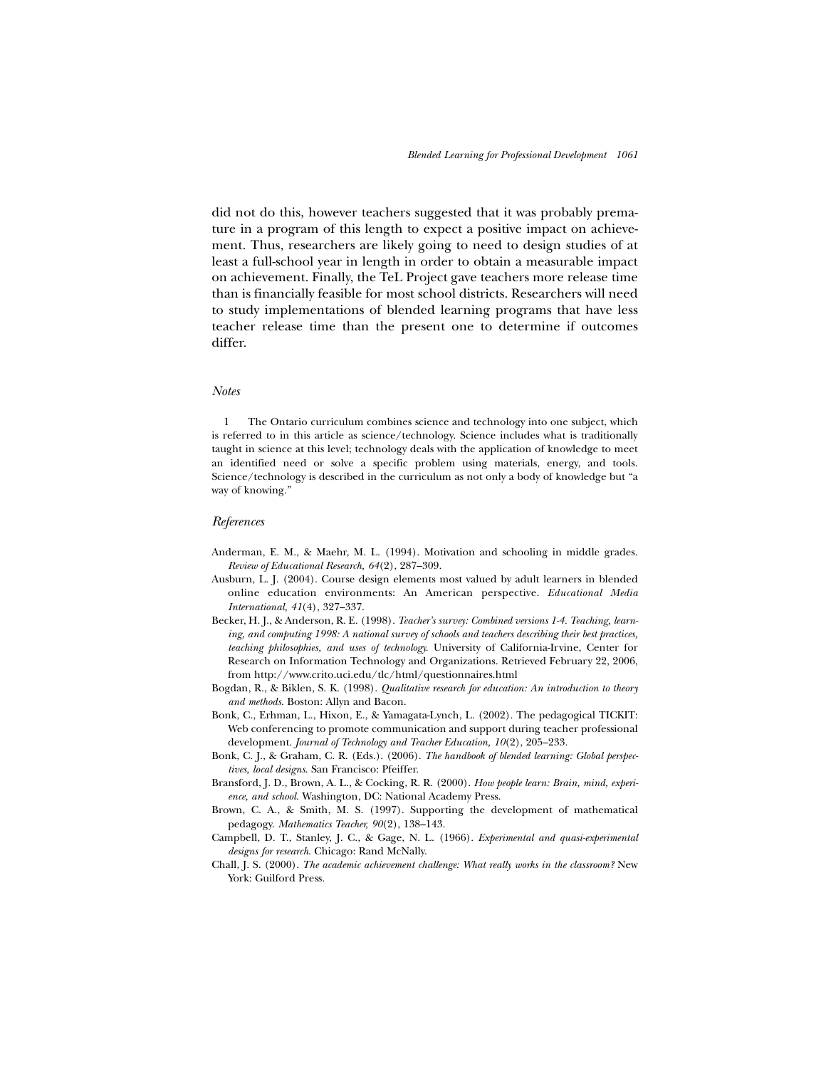did not do this, however teachers suggested that it was probably premature in a program of this length to expect a positive impact on achievement. Thus, researchers are likely going to need to design studies of at least a full-school year in length in order to obtain a measurable impact on achievement. Finally, the TeL Project gave teachers more release time than is financially feasible for most school districts. Researchers will need to study implementations of blended learning programs that have less teacher release time than the present one to determine if outcomes differ.

### *Notes*

1 The Ontario curriculum combines science and technology into one subject, which is referred to in this article as science/technology. Science includes what is traditionally taught in science at this level; technology deals with the application of knowledge to meet an identified need or solve a specific problem using materials, energy, and tools. Science/technology is described in the curriculum as not only a body of knowledge but "a way of knowing."

### *References*

Anderman, E. M., & Maehr, M. L. (1994). Motivation and schooling in middle grades. *Review of Educational Research, 64*(2), 287–309.

Ausburn, L. J. (2004). Course design elements most valued by adult learners in blended online education environments: An American perspective. *Educational Media International, 41*(4), 327–337.

Becker, H. J., & Anderson, R. E. (1998). *Teacher's survey: Combined versions 1-4. Teaching, learning, and computing 1998: A national survey of schools and teachers describing their best practices, teaching philosophies, and uses of technology.* University of California-Irvine, Center for Research on Information Technology and Organizations. Retrieved February 22, 2006, from http://www.crito.uci.edu/tlc/html/questionnaires.html

Bogdan, R., & Biklen, S. K. (1998). *Qualitative research for education: An introduction to theory and methods.* Boston: Allyn and Bacon.

Bonk, C., Erhman, L., Hixon, E., & Yamagata-Lynch, L. (2002). The pedagogical TICKIT: Web conferencing to promote communication and support during teacher professional development. *Journal of Technology and Teacher Education, 10*(2), 205–233.

Bonk, C. J., & Graham, C. R. (Eds.). (2006). *The handbook of blended learning: Global perspectives, local designs.* San Francisco: Pfeiffer.

Bransford, J. D., Brown, A. L., & Cocking, R. R. (2000). *How people learn: Brain, mind, experience, and school.* Washington, DC: National Academy Press.

Brown, C. A., & Smith, M. S. (1997). Supporting the development of mathematical pedagogy. *Mathematics Teacher, 90*(2), 138–143.

Campbell, D. T., Stanley, J. C., & Gage, N. L. (1966). *Experimental and quasi-experimental designs for research.* Chicago: Rand McNally.

Chall, J. S. (2000). *The academic achievement challenge: What really works in the classroom?* New York: Guilford Press.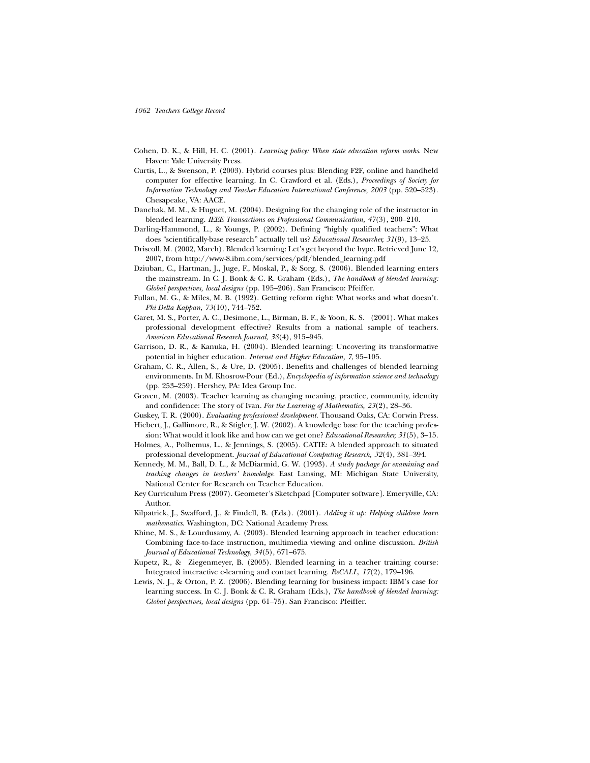Cohen, D. K., & Hill, H. C. (2001). *Learning policy: When state education reform works*. New Haven: Yale University Press.

Curtis, L., & Swenson, P. (2003). Hybrid courses plus: Blending F2F, online and handheld computer for effective learning. In C. Crawford et al. (Eds.), *Proceedings of Society for Information Technology and Teacher Education International Conference, 2003* (pp. 520–523). Chesapeake, VA: AACE.

Danchak, M. M., & Huguet, M. (2004). Designing for the changing role of the instructor in blended learning. *IEEE Transactions on Professional Communication, 47*(3), 200–210.

Darling-Hammond, L., & Youngs, P. (2002). Defining "highly qualified teachers": What does "scientifically-base research" actually tell us? *Educational Researcher, 31*(9), 13–25.

Driscoll, M. (2002, March). Blended learning: Let's get beyond the hype. Retrieved June 12, 2007, from http://www-8.ibm.com/services/pdf/blended_learning.pdf

Dziuban, C., Hartman, J., Juge, F., Moskal, P., & Sorg, S. (2006). Blended learning enters the mainstream. In C. J. Bonk & C. R. Graham (Eds.), *The handbook of blended learning: Global perspectives, local designs* (pp. 195–206). San Francisco: Pfeiffer.

Fullan, M. G., & Miles, M. B. (1992). Getting reform right: What works and what doesn't. *Phi Delta Kappan, 73*(10), 744–752.

Garet, M. S., Porter, A. C., Desimone, L., Birman, B. F., & Yoon, K. S. (2001). What makes professional development effective? Results from a national sample of teachers. *American Educational Research Journal, 38*(4), 915–945.

Garrison, D. R., & Kanuka, H. (2004). Blended learning: Uncovering its transformative potential in higher education. *Internet and Higher Education, 7*, 95–105.

Graham, C. R., Allen, S., & Ure, D. (2005). Benefits and challenges of blended learning environments. In M. Khosrow-Pour (Ed.), *Encyclopedia of information science and technology* (pp. 253–259). Hershey, PA: Idea Group Inc.

Graven, M. (2003). Teacher learning as changing meaning, practice, community, identity and confidence: The story of Ivan. *For the Learning of Mathematics, 23*(2), 28–36.

Guskey, T. R. (2000). *Evaluating professional development*. Thousand Oaks, CA: Corwin Press.

Hiebert, J., Gallimore, R., & Stigler, J. W. (2002). A knowledge base for the teaching profession: What would it look like and how can we get one? *Educational Researcher, 31*(5), 3–15.

Holmes, A., Polhemus, L., & Jennings, S. (2005). CATIE: A blended approach to situated professional development. *Journal of Educational Computing Research, 32*(4), 381–394.

Kennedy, M. M., Ball, D. L., & McDiarmid, G. W. (1993). *A study package for examining and tracking changes in teachers' knowledge*. East Lansing, MI: Michigan State University, National Center for Research on Teacher Education.

Key Curriculum Press (2007). Geometer's Sketchpad [Computer software]. Emeryville, CA: Author.

Kilpatrick, J., Swafford, J., & Findell, B. (Eds.). (2001). *Adding it up: Helping children learn mathematics*. Washington, DC: National Academy Press.

Khine, M. S., & Lourdusamy, A. (2003). Blended learning approach in teacher education: Combining face-to-face instruction, multimedia viewing and online discussion. *British Journal of Educational Technology, 34*(5), 671–675.

Kupetz, R., & Ziegenmeyer, B. (2005). Blended learning in a teacher training course: Integrated interactive e-learning and contact learning. *ReCALL, 17*(2), 179–196.

Lewis, N. J., & Orton, P. Z. (2006). Blending learning for business impact: IBM's case for learning success. In C. J. Bonk & C. R. Graham (Eds.), *The handbook of blended learning: Global perspectives, local designs* (pp. 61–75). San Francisco: Pfeiffer.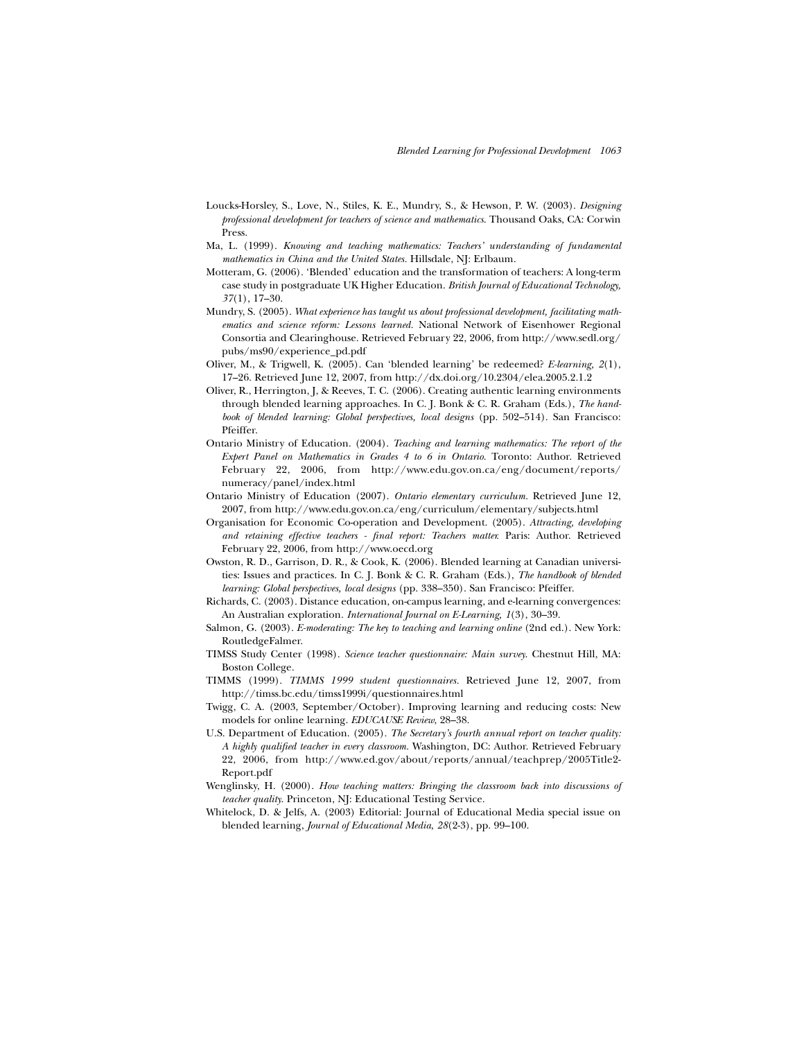Loucks-Horsley, S., Love, N., Stiles, K. E., Mundry, S., & Hewson, P. W. (2003). *Designing professional development for teachers of science and mathematics*. Thousand Oaks, CA: Corwin Press.

Ma, L. (1999). *Knowing and teaching mathematics: Teachers' understanding of fundamental mathematics in China and the United States*. Hillsdale, NJ: Erlbaum.

Motteram, G. (2006). 'Blended' education and the transformation of teachers: A long-term case study in postgraduate UK Higher Education. *British Journal of Educational Technology, 37*(1), 17–30.

Mundry, S. (2005). *What experience has taught us about professional development, facilitating mathematics and science reform: Lessons learned*. National Network of Eisenhower Regional Consortia and Clearinghouse. Retrieved February 22, 2006, from http://www.sedl.org/pubs/ms90/experience_pd.pdf

Oliver, M., & Trigwell, K. (2005). Can 'blended learning' be redeemed? *E-learning, 2*(1), 17–26. Retrieved June 12, 2007, from http://dx.doi.org/10.2304/elea.2005.2.1.2

Oliver, R., Herrington, J, & Reeves, T. C. (2006). Creating authentic learning environments through blended learning approaches. In C. J. Bonk & C. R. Graham (Eds.), *The handbook of blended learning: Global perspectives, local designs* (pp. 502–514). San Francisco: Pfeiffer.

Ontario Ministry of Education. (2004). *Teaching and learning mathematics: The report of the Expert Panel on Mathematics in Grades 4 to 6 in Ontario*. Toronto: Author. Retrieved February 22, 2006, from http://www.edu.gov.on.ca/eng/document/reports/numeracy/panel/index.html

Ontario Ministry of Education (2007). *Ontario elementary curriculum*. Retrieved June 12, 2007, from http://www.edu.gov.on.ca/eng/curriculum/elementary/subjects.html

Organisation for Economic Co-operation and Development. (2005). *Attracting, developing and retaining effective teachers - final report: Teachers matter.* Paris: Author. Retrieved February 22, 2006, from http://www.oecd.org

Owston, R. D., Garrison, D. R., & Cook, K. (2006). Blended learning at Canadian universities: Issues and practices. In C. J. Bonk & C. R. Graham (Eds.), *The handbook of blended learning: Global perspectives, local designs* (pp. 338–350). San Francisco: Pfeiffer.

Richards, C. (2003). Distance education, on-campus learning, and e-learning convergences: An Australian exploration. *International Journal on E-Learning, 1*(3), 30–39.

Salmon, G. (2003). *E-moderating: The key to teaching and learning online* (2nd ed.). New York: RoutledgeFalmer.

TIMSS Study Center (1998). *Science teacher questionnaire: Main survey*. Chestnut Hill, MA: Boston College.

TIMMS (1999). *TIMMS 1999 student questionnaires*. Retrieved June 12, 2007, from http://timss.bc.edu/timss1999i/questionnaires.html

Twigg, C. A. (2003, September/October). Improving learning and reducing costs: New models for online learning. *EDUCAUSE Review*, 28–38.

U.S. Department of Education. (2005). *The Secretary's fourth annual report on teacher quality: A highly qualified teacher in every classroom.* Washington, DC: Author. Retrieved February 22, 2006, from http://www.ed.gov/about/reports/annual/teachprep/2005Title2-Report.pdf

Wenglinsky, H. (2000). *How teaching matters: Bringing the classroom back into discussions of teacher quality*. Princeton, NJ: Educational Testing Service.

Whitelock, D. & Jelfs, A. (2003) Editorial: Journal of Educational Media special issue on blended learning, *Journal of Educational Media, 28*(2-3), pp. 99–100.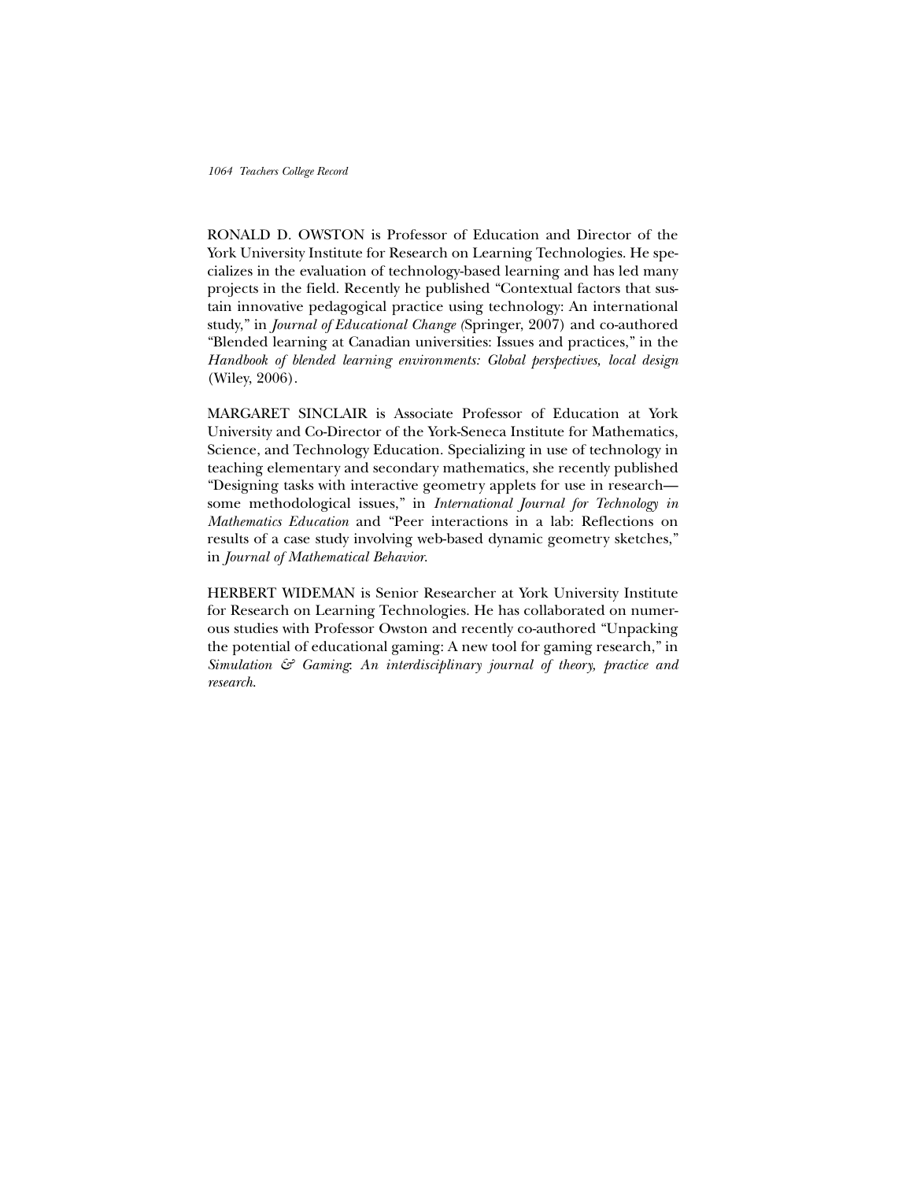RONALD D. OWSTON is Professor of Education and Director of the York University Institute for Research on Learning Technologies. He specializes in the evaluation of technology-based learning and has led many projects in the field. Recently he published "Contextual factors that sustain innovative pedagogical practice using technology: An international study," in *Journal of Educational Change* (Springer, 2007) and co-authored "Blended learning at Canadian universities: Issues and practices," in the *Handbook of blended learning environments: Global perspectives, local design* (Wiley, 2006).

MARGARET SINCLAIR is Associate Professor of Education at York University and Co-Director of the York-Seneca Institute for Mathematics, Science, and Technology Education. Specializing in use of technology in teaching elementary and secondary mathematics, she recently published "Designing tasks with interactive geometry applets for use in research—some methodological issues," in *International Journal for Technology in Mathematics Education* and "Peer interactions in a lab: Reflections on results of a case study involving web-based dynamic geometry sketches," in *Journal of Mathematical Behavior*.

HERBERT WIDEMAN is Senior Researcher at York University Institute for Research on Learning Technologies. He has collaborated on numerous studies with Professor Owston and recently co-authored "Unpacking the potential of educational gaming: A new tool for gaming research," in *Simulation & Gaming: An interdisciplinary journal of theory, practice and research*.